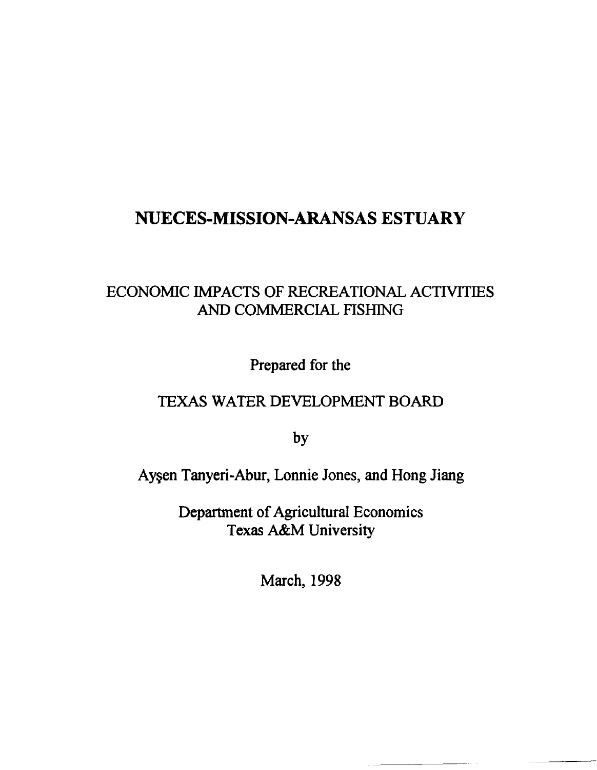# NUECES-MISSION-ARANSAS ESTUARY

ECONOMIC IMPACTS OF RECREATIONAL ACTIVITIES AND COMMERCIAL FISHING

Prepared for the

TEXAS WATER DEVELOPMENT BOARD

by

Ayşen Tanyeri-Abur, Lonnie Jones, and Hong Jiang

Department of Agricultural Economics
Texas A&M University

March, 1998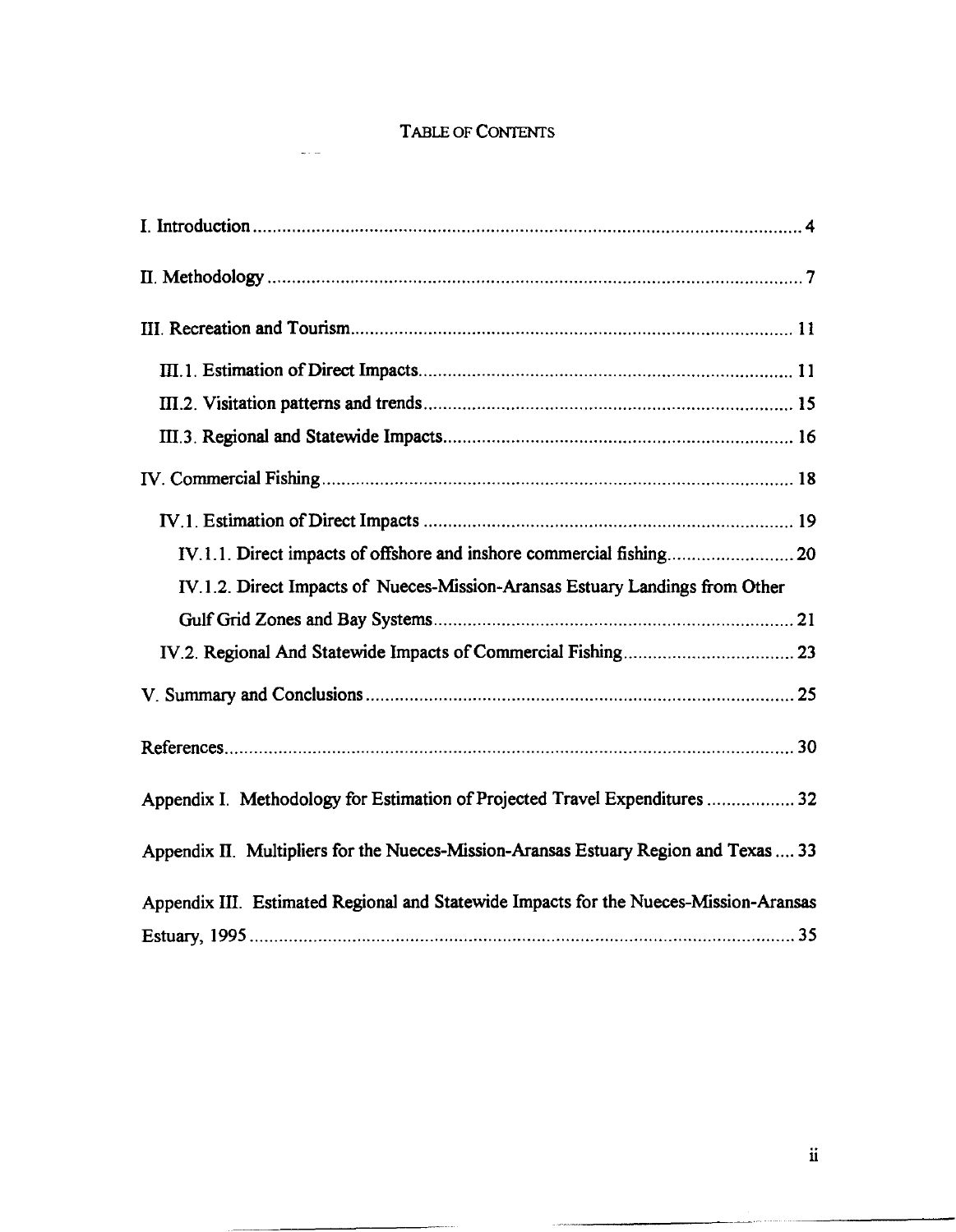# Table of Contents

I. Introduction .................................................................................................................... 4

II. Methodology ................................................................................................................. 7

III. Recreation and Tourism............................................................................................. 11

- III.1. Estimation of Direct Impacts.............................................................................. 11
- III.2. Visitation patterns and trends............................................................................ 15
- III.3. Regional and Statewide Impacts........................................................................ 16

IV. Commercial Fishing.................................................................................................... 18

- IV.1. Estimation of Direct Impacts ............................................................................ 19
  - IV.1.1. Direct impacts of offshore and inshore commercial fishing........................... 20
  - IV.1.2. Direct Impacts of Nueces-Mission-Aransas Estuary Landings from Other Gulf Grid Zones and Bay Systems........................................................................... 21
- IV.2. Regional And Statewide Impacts of Commercial Fishing.................................... 23

V. Summary and Conclusions .......................................................................................... 25

References....................................................................................................................... 30

Appendix I. Methodology for Estimation of Projected Travel Expenditures .................. 32

Appendix II. Multipliers for the Nueces-Mission-Aransas Estuary Region and Texas .... 33

Appendix III. Estimated Regional and Statewide Impacts for the Nueces-Mission-Aransas Estuary, 1995 .................................................................................................................. 35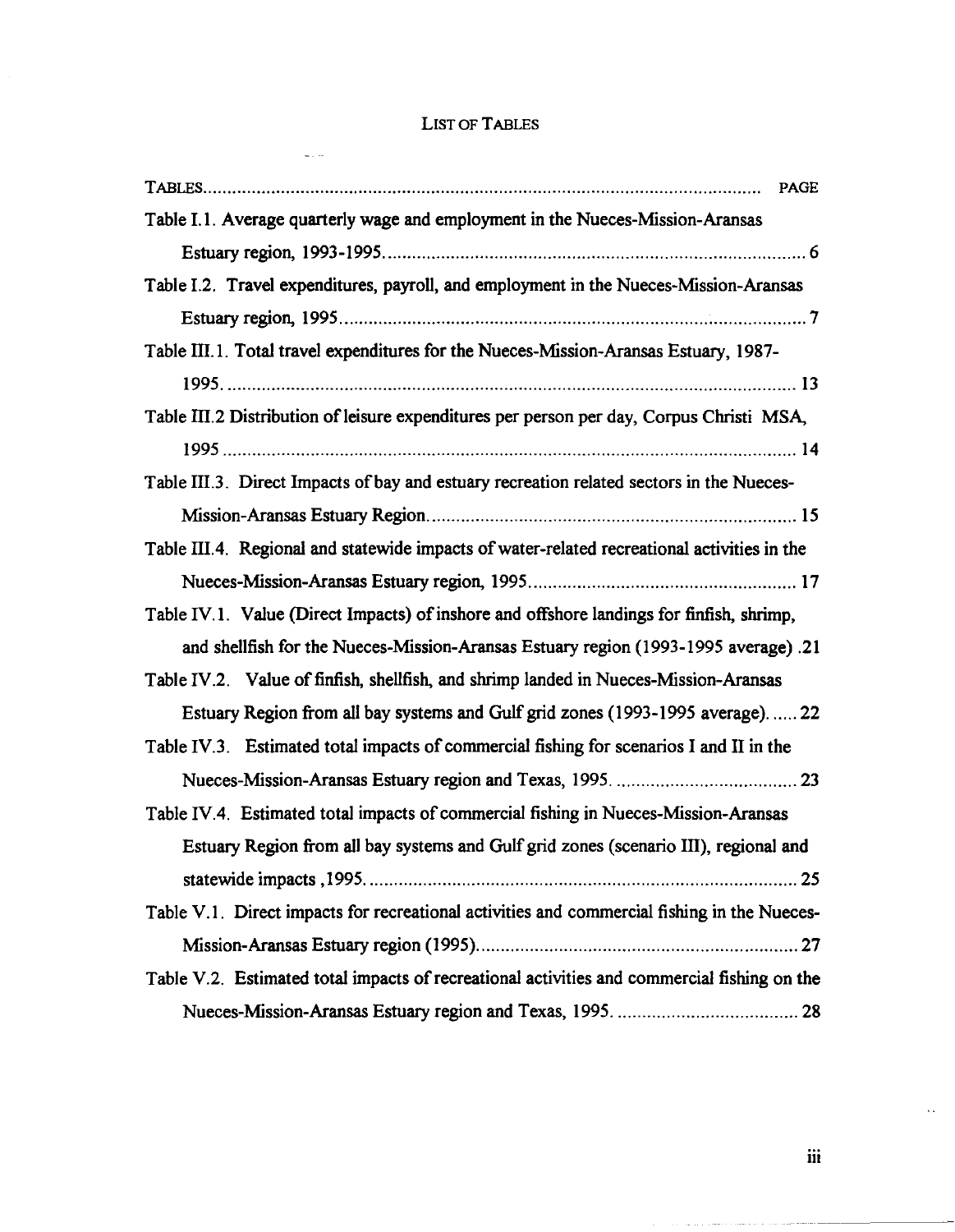# LIST OF TABLES

| TABLES | PAGE |
|---|---|
| Table I.1. Average quarterly wage and employment in the Nueces-Mission-Aransas Estuary region, 1993-1995. | 6 |
| Table I.2. Travel expenditures, payroll, and employment in the Nueces-Mission-Aransas Estuary region, 1995 | 7 |
| Table III.1. Total travel expenditures for the Nueces-Mission-Aransas Estuary, 1987-1995. | 13 |
| Table III.2 Distribution of leisure expenditures per person per day, Corpus Christi MSA, 1995 | 14 |
| Table III.3. Direct Impacts of bay and estuary recreation related sectors in the Nueces-Mission-Aransas Estuary Region. | 15 |
| Table III.4. Regional and statewide impacts of water-related recreational activities in the Nueces-Mission-Aransas Estuary region, 1995 | 17 |
| Table IV.1. Value (Direct Impacts) of inshore and offshore landings for finfish, shrimp, and shellfish for the Nueces-Mission-Aransas Estuary region (1993-1995 average) | 21 |
| Table IV.2. Value of finfish, shellfish, and shrimp landed in Nueces-Mission-Aransas Estuary Region from all bay systems and Gulf grid zones (1993-1995 average). | 22 |
| Table IV.3. Estimated total impacts of commercial fishing for scenarios I and II in the Nueces-Mission-Aransas Estuary region and Texas, 1995. | 23 |
| Table IV.4. Estimated total impacts of commercial fishing in Nueces-Mission-Aransas Estuary Region from all bay systems and Gulf grid zones (scenario III), regional and statewide impacts ,1995. | 25 |
| Table V.1. Direct impacts for recreational activities and commercial fishing in the Nueces-Mission-Aransas Estuary region (1995) | 27 |
| Table V.2. Estimated total impacts of recreational activities and commercial fishing on the Nueces-Mission-Aransas Estuary region and Texas, 1995. | 28 |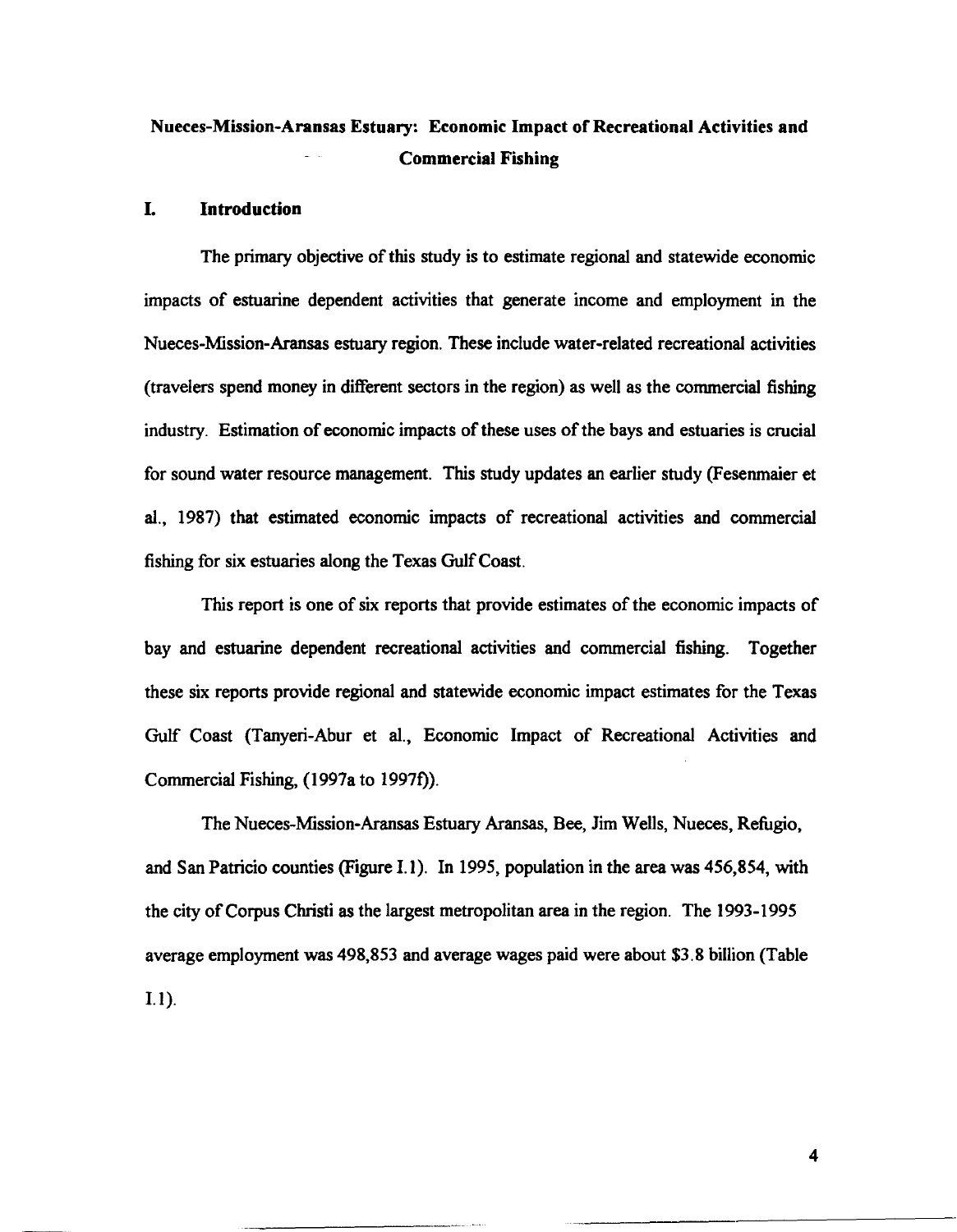# Nueces-Mission-Aransas Estuary: Economic Impact of Recreational Activities and Commercial Fishing

## I. Introduction

The primary objective of this study is to estimate regional and statewide economic impacts of estuarine dependent activities that generate income and employment in the Nueces-Mission-Aransas estuary region. These include water-related recreational activities (travelers spend money in different sectors in the region) as well as the commercial fishing industry. Estimation of economic impacts of these uses of the bays and estuaries is crucial for sound water resource management. This study updates an earlier study (Fesenmaier et al., 1987) that estimated economic impacts of recreational activities and commercial fishing for six estuaries along the Texas Gulf Coast.

This report is one of six reports that provide estimates of the economic impacts of bay and estuarine dependent recreational activities and commercial fishing. Together these six reports provide regional and statewide economic impact estimates for the Texas Gulf Coast (Tanyeri-Abur et al., Economic Impact of Recreational Activities and Commercial Fishing, (1997a to 1997f)).

The Nueces-Mission-Aransas Estuary Aransas, Bee, Jim Wells, Nueces, Refugio, and San Patricio counties (Figure I.1). In 1995, population in the area was 456,854, with the city of Corpus Christi as the largest metropolitan area in the region. The 1993-1995 average employment was 498,853 and average wages paid were about $3.8 billion (Table I.1).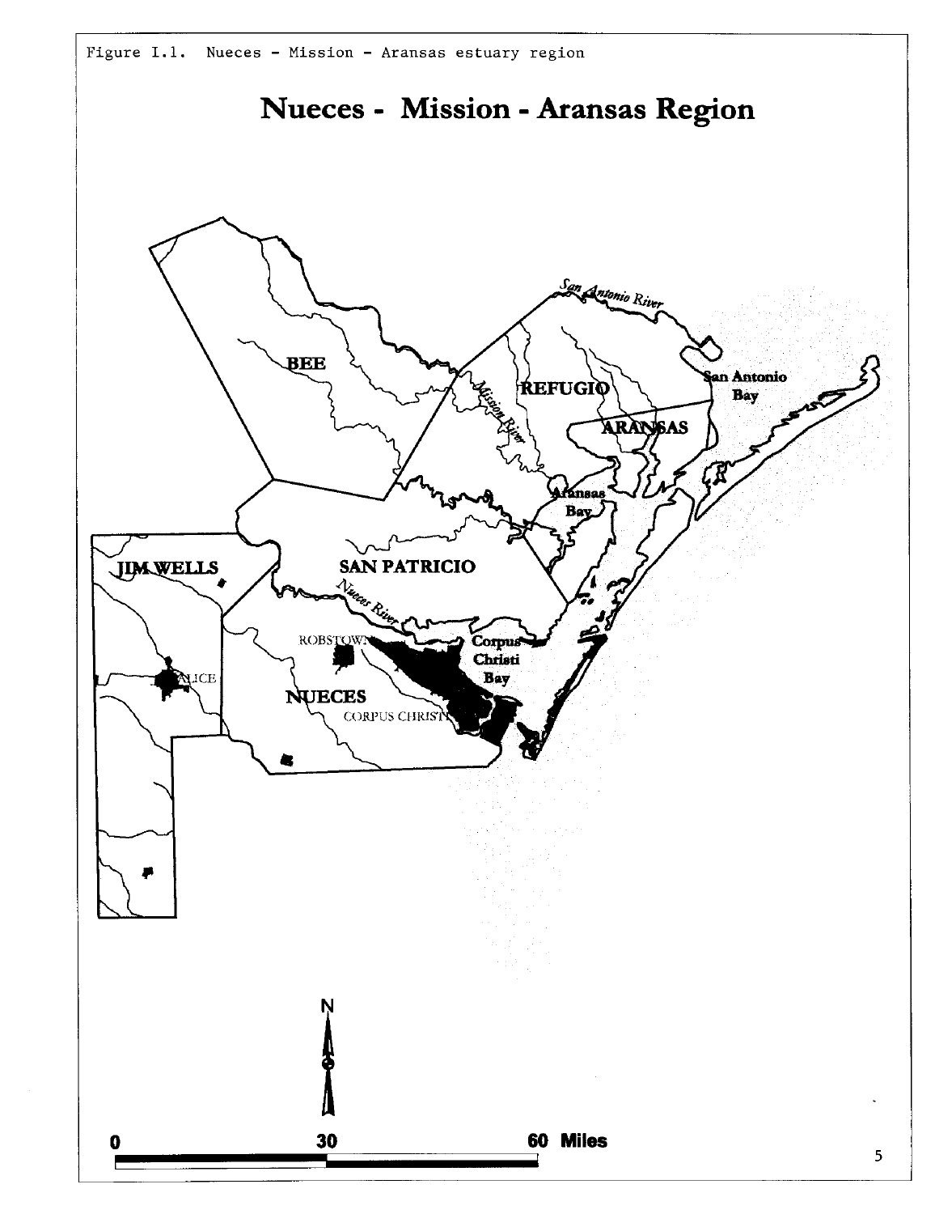Figure I.1. Nueces - Mission - Aransas estuary region

# Nueces - Mission - Aransas Region

BEE

REFUGIO

ARANSAS

San Antonio River

San Antonio Bay

Mission River

Aransas Bay

JIM WELLS

SAN PATRICIO

Nueces River

ROBSTOWN

ALICE

Corpus Christi Bay

NUECES

CORPUS CHRISTI

N

0 30 60 Miles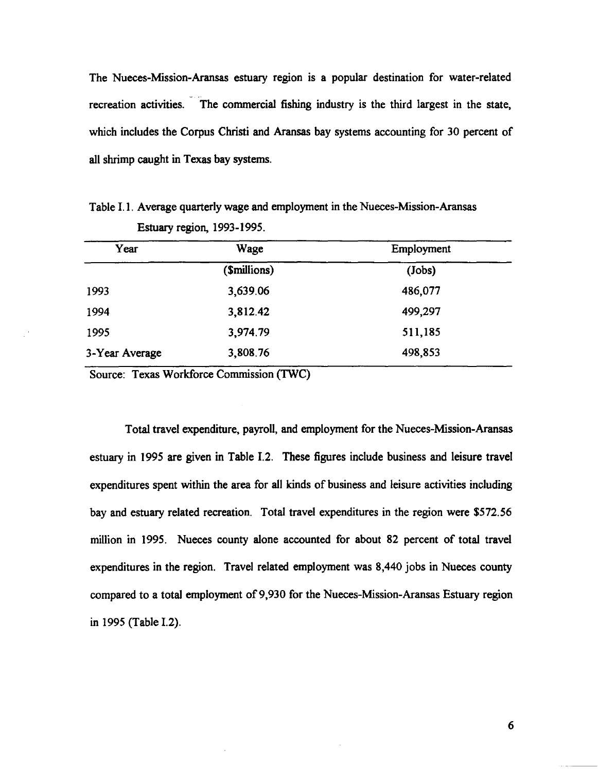The Nueces-Mission-Aransas estuary region is a popular destination for water-related recreation activities. The commercial fishing industry is the third largest in the state, which includes the Corpus Christi and Aransas bay systems accounting for 30 percent of all shrimp caught in Texas bay systems.

Table I.1. Average quarterly wage and employment in the Nueces-Mission-Aransas Estuary region, 1993-1995.

| Year | Wage | Employment |
|---|---|---|
| | ($millions) | (Jobs) |
| 1993 | 3,639.06 | 486,077 |
| 1994 | 3,812.42 | 499,297 |
| 1995 | 3,974.79 | 511,185 |
| 3-Year Average | 3,808.76 | 498,853 |

Source: Texas Workforce Commission (TWC)

Total travel expenditure, payroll, and employment for the Nueces-Mission-Aransas estuary in 1995 are given in Table I.2. These figures include business and leisure travel expenditures spent within the area for all kinds of business and leisure activities including bay and estuary related recreation. Total travel expenditures in the region were $572.56 million in 1995. Nueces county alone accounted for about 82 percent of total travel expenditures in the region. Travel related employment was 8,440 jobs in Nueces county compared to a total employment of 9,930 for the Nueces-Mission-Aransas Estuary region in 1995 (Table I.2).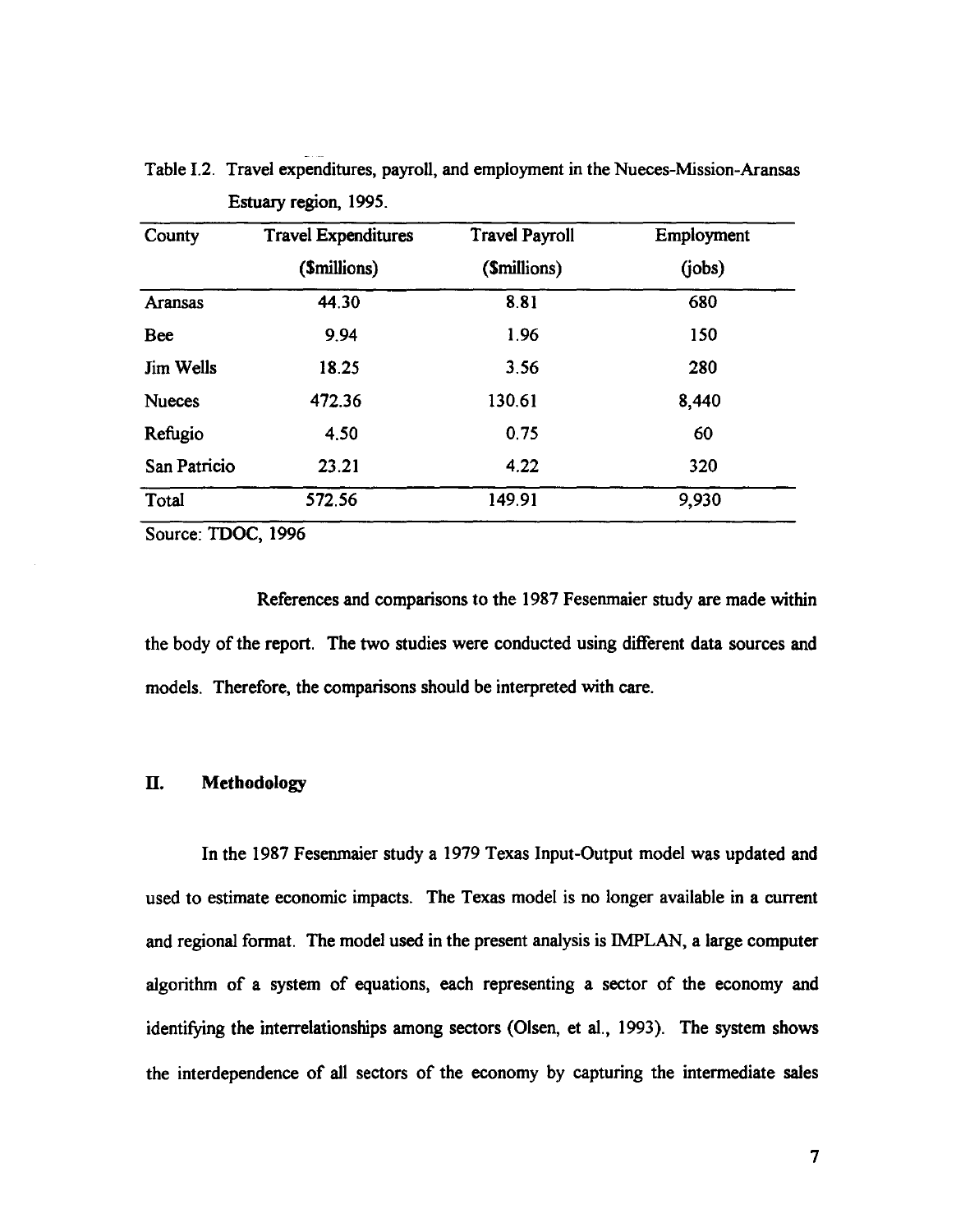Table I.2. Travel expenditures, payroll, and employment in the Nueces-Mission-Aransas Estuary region, 1995.

| County | Travel Expenditures ($millions) | Travel Payroll ($millions) | Employment (jobs) |
|---|---|---|---|
| Aransas | 44.30 | 8.81 | 680 |
| Bee | 9.94 | 1.96 | 150 |
| Jim Wells | 18.25 | 3.56 | 280 |
| Nueces | 472.36 | 130.61 | 8,440 |
| Refugio | 4.50 | 0.75 | 60 |
| San Patricio | 23.21 | 4.22 | 320 |
| Total | 572.56 | 149.91 | 9,930 |

Source: TDOC, 1996

References and comparisons to the 1987 Fesenmaier study are made within the body of the report. The two studies were conducted using different data sources and models. Therefore, the comparisons should be interpreted with care.

## II. Methodology

In the 1987 Fesenmaier study a 1979 Texas Input-Output model was updated and used to estimate economic impacts. The Texas model is no longer available in a current and regional format. The model used in the present analysis is IMPLAN, a large computer algorithm of a system of equations, each representing a sector of the economy and identifying the interrelationships among sectors (Olsen, et al., 1993). The system shows the interdependence of all sectors of the economy by capturing the intermediate sales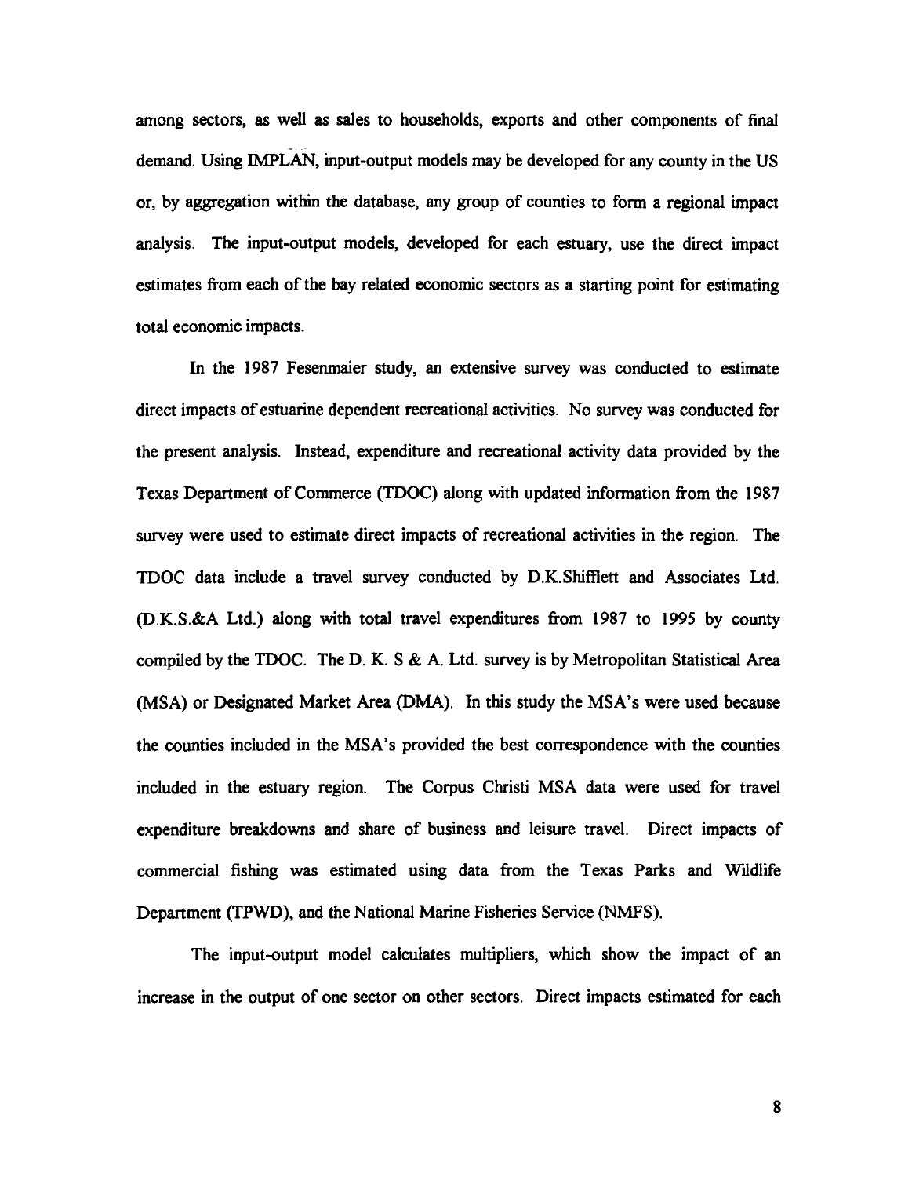among sectors, as well as sales to households, exports and other components of final demand. Using IMPLAN, input-output models may be developed for any county in the US or, by aggregation within the database, any group of counties to form a regional impact analysis. The input-output models, developed for each estuary, use the direct impact estimates from each of the bay related economic sectors as a starting point for estimating total economic impacts.

In the 1987 Fesenmaier study, an extensive survey was conducted to estimate direct impacts of estuarine dependent recreational activities. No survey was conducted for the present analysis. Instead, expenditure and recreational activity data provided by the Texas Department of Commerce (TDOC) along with updated information from the 1987 survey were used to estimate direct impacts of recreational activities in the region. The TDOC data include a travel survey conducted by D.K.Shifflett and Associates Ltd. (D.K.S.&A Ltd.) along with total travel expenditures from 1987 to 1995 by county compiled by the TDOC. The D. K. S & A. Ltd. survey is by Metropolitan Statistical Area (MSA) or Designated Market Area (DMA). In this study the MSA's were used because the counties included in the MSA's provided the best correspondence with the counties included in the estuary region. The Corpus Christi MSA data were used for travel expenditure breakdowns and share of business and leisure travel. Direct impacts of commercial fishing was estimated using data from the Texas Parks and Wildlife Department (TPWD), and the National Marine Fisheries Service (NMFS).

The input-output model calculates multipliers, which show the impact of an increase in the output of one sector on other sectors. Direct impacts estimated for each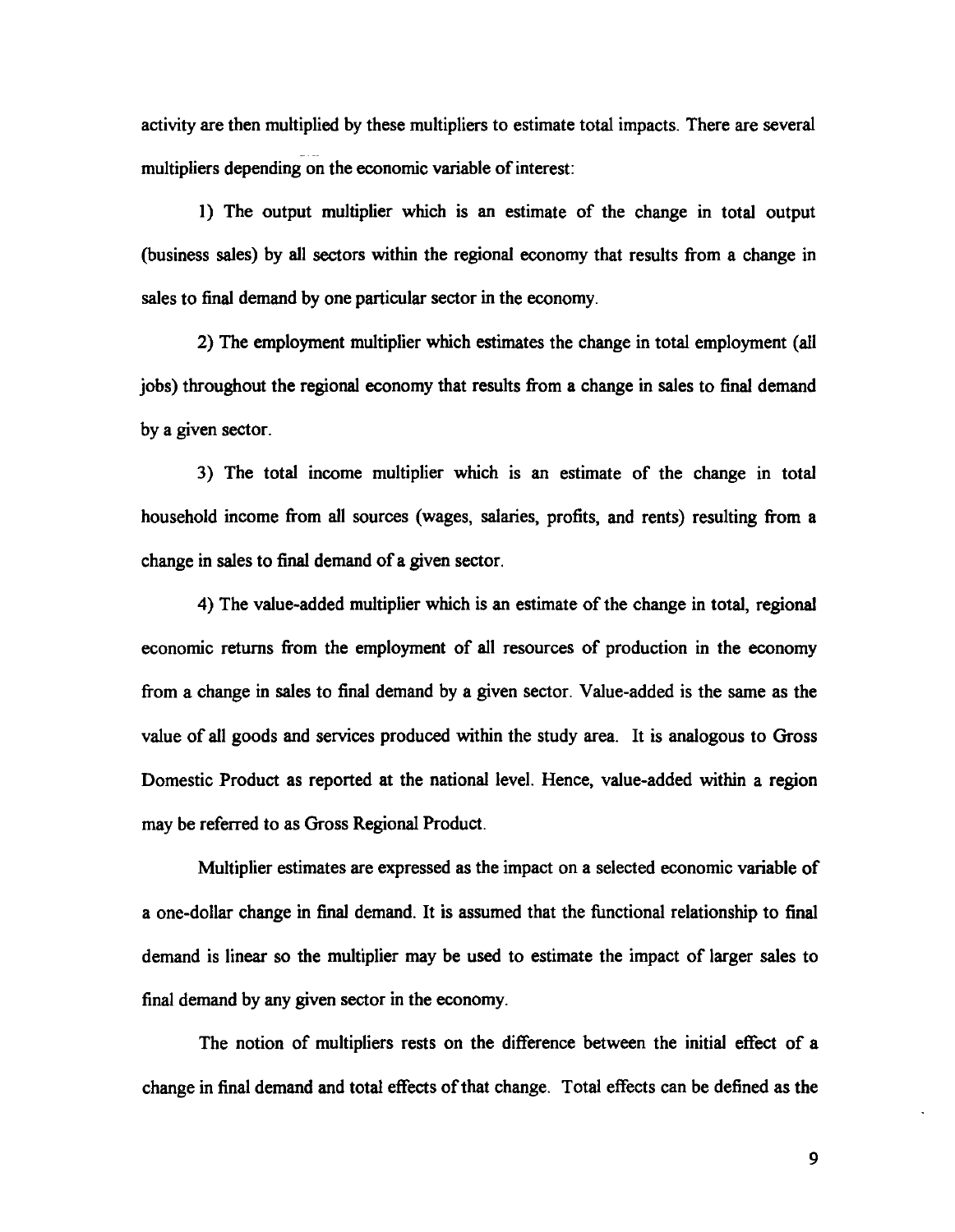activity are then multiplied by these multipliers to estimate total impacts. There are several multipliers depending on the economic variable of interest:

1) The output multiplier which is an estimate of the change in total output (business sales) by all sectors within the regional economy that results from a change in sales to final demand by one particular sector in the economy.

2) The employment multiplier which estimates the change in total employment (all jobs) throughout the regional economy that results from a change in sales to final demand by a given sector.

3) The total income multiplier which is an estimate of the change in total household income from all sources (wages, salaries, profits, and rents) resulting from a change in sales to final demand of a given sector.

4) The value-added multiplier which is an estimate of the change in total, regional economic returns from the employment of all resources of production in the economy from a change in sales to final demand by a given sector. Value-added is the same as the value of all goods and services produced within the study area. It is analogous to Gross Domestic Product as reported at the national level. Hence, value-added within a region may be referred to as Gross Regional Product.

Multiplier estimates are expressed as the impact on a selected economic variable of a one-dollar change in final demand. It is assumed that the functional relationship to final demand is linear so the multiplier may be used to estimate the impact of larger sales to final demand by any given sector in the economy.

The notion of multipliers rests on the difference between the initial effect of a change in final demand and total effects of that change. Total effects can be defined as the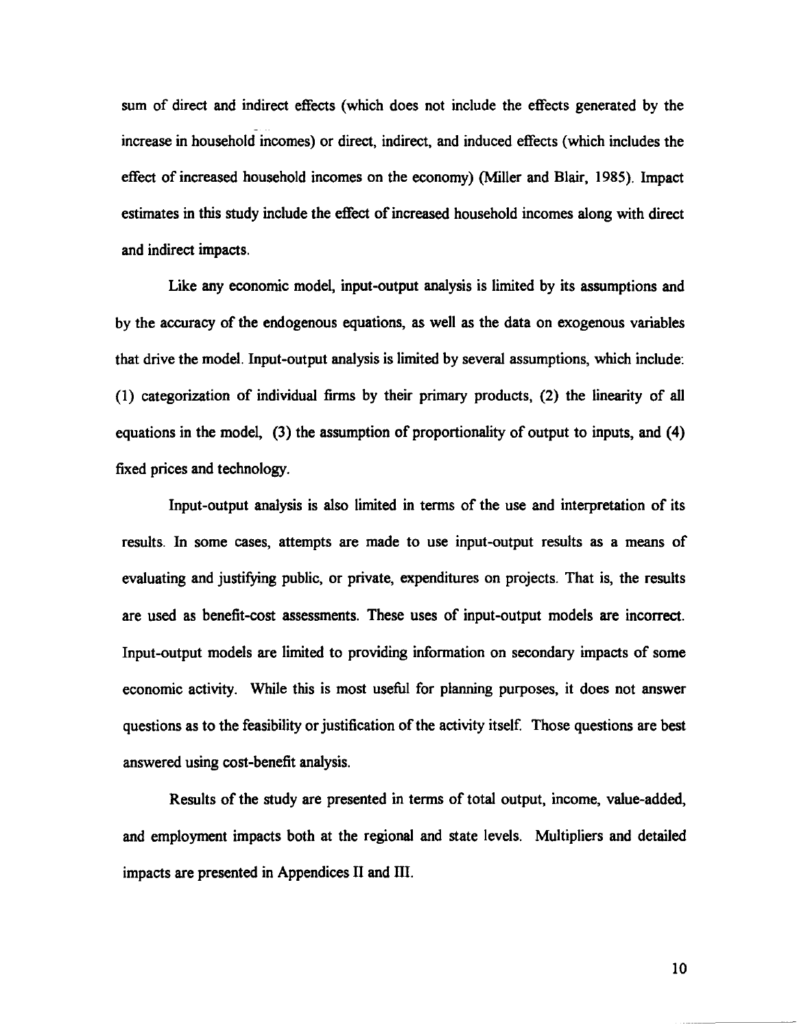sum of direct and indirect effects (which does not include the effects generated by the increase in household incomes) or direct, indirect, and induced effects (which includes the effect of increased household incomes on the economy) (Miller and Blair, 1985). Impact estimates in this study include the effect of increased household incomes along with direct and indirect impacts.

Like any economic model, input-output analysis is limited by its assumptions and by the accuracy of the endogenous equations, as well as the data on exogenous variables that drive the model. Input-output analysis is limited by several assumptions, which include: (1) categorization of individual firms by their primary products, (2) the linearity of all equations in the model, (3) the assumption of proportionality of output to inputs, and (4) fixed prices and technology.

Input-output analysis is also limited in terms of the use and interpretation of its results. In some cases, attempts are made to use input-output results as a means of evaluating and justifying public, or private, expenditures on projects. That is, the results are used as benefit-cost assessments. These uses of input-output models are incorrect. Input-output models are limited to providing information on secondary impacts of some economic activity. While this is most useful for planning purposes, it does not answer questions as to the feasibility or justification of the activity itself. Those questions are best answered using cost-benefit analysis.

Results of the study are presented in terms of total output, income, value-added, and employment impacts both at the regional and state levels. Multipliers and detailed impacts are presented in Appendices II and III.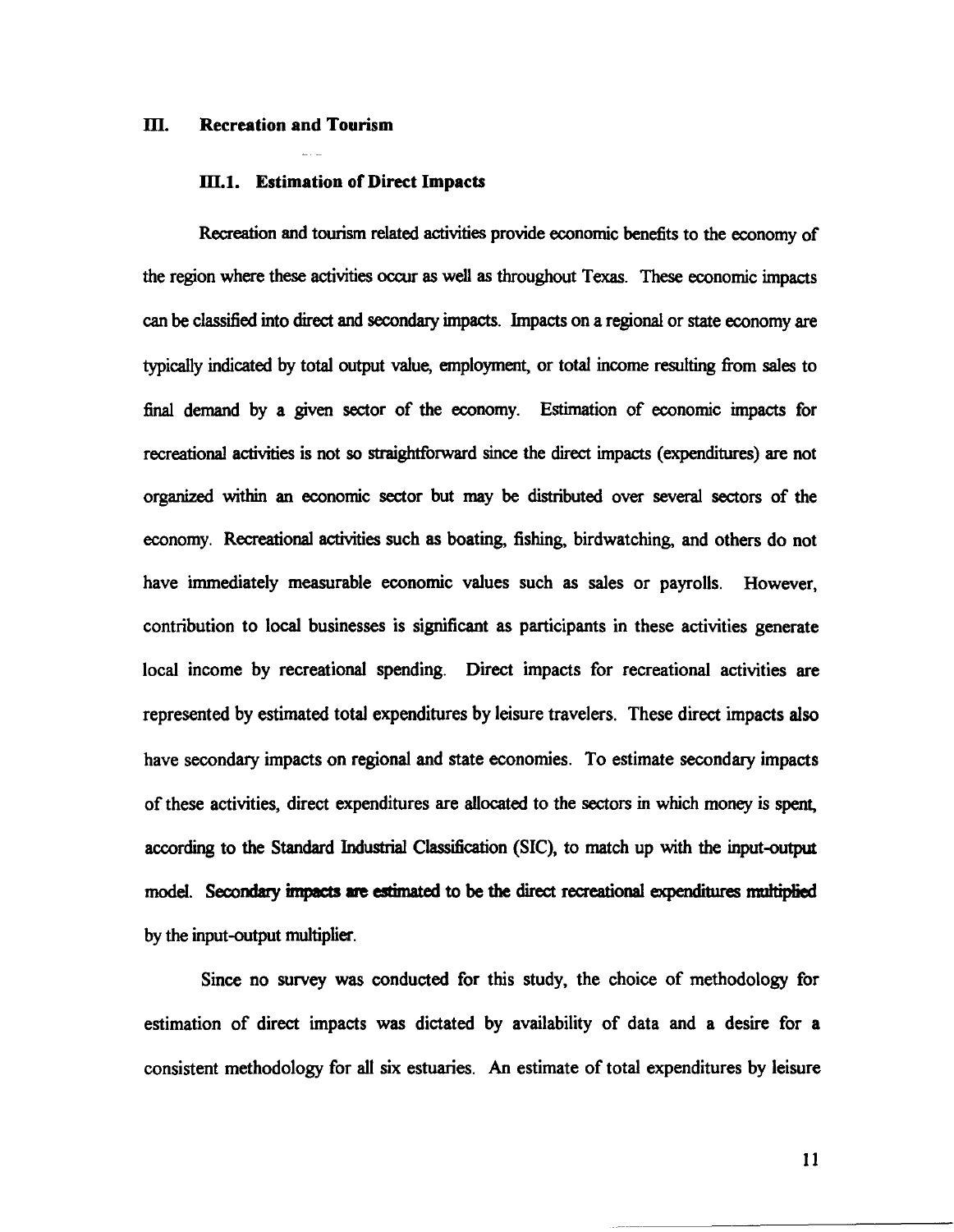# III. Recreation and Tourism

## III.1. Estimation of Direct Impacts

Recreation and tourism related activities provide economic benefits to the economy of the region where these activities occur as well as throughout Texas. These economic impacts can be classified into direct and secondary impacts. Impacts on a regional or state economy are typically indicated by total output value, employment, or total income resulting from sales to final demand by a given sector of the economy. Estimation of economic impacts for recreational activities is not so straightforward since the direct impacts (expenditures) are not organized within an economic sector but may be distributed over several sectors of the economy. Recreational activities such as boating, fishing, birdwatching, and others do not have immediately measurable economic values such as sales or payrolls. However, contribution to local businesses is significant as participants in these activities generate local income by recreational spending. Direct impacts for recreational activities are represented by estimated total expenditures by leisure travelers. These direct impacts also have secondary impacts on regional and state economies. To estimate secondary impacts of these activities, direct expenditures are allocated to the sectors in which money is spent, according to the Standard Industrial Classification (SIC), to match up with the input-output model. **Secondary impacts are estimated to be the direct recreational expenditures multiplied** by the input-output multiplier.

Since no survey was conducted for this study, the choice of methodology for estimation of direct impacts was dictated by availability of data and a desire for a consistent methodology for all six estuaries. An estimate of total expenditures by leisure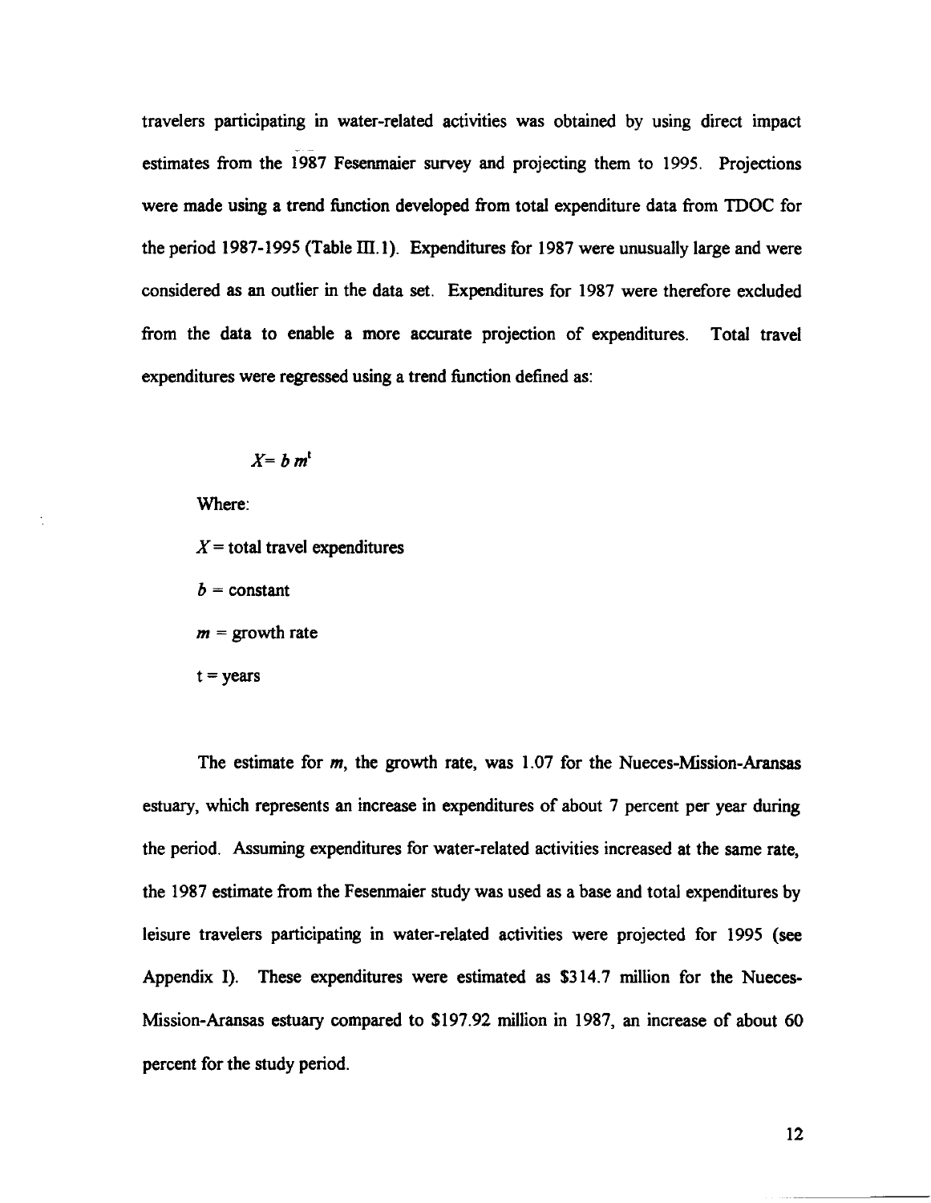travelers participating in water-related activities was obtained by using direct impact estimates from the 1987 Fesenmaier survey and projecting them to 1995. Projections were made using a trend function developed from total expenditure data from TDOC for the period 1987-1995 (Table III.1). Expenditures for 1987 were unusually large and were considered as an outlier in the data set. Expenditures for 1987 were therefore excluded from the data to enable a more accurate projection of expenditures. Total travel expenditures were regressed using a trend function defined as:

$$X = b\, m^{t}$$

Where:

$X$ = total travel expenditures

$b$ = constant

$m$ = growth rate

$t$ = years

The estimate for $m$, the growth rate, was 1.07 for the Nueces-Mission-Aransas estuary, which represents an increase in expenditures of about 7 percent per year during the period. Assuming expenditures for water-related activities increased at the same rate, the 1987 estimate from the Fesenmaier study was used as a base and total expenditures by leisure travelers participating in water-related activities were projected for 1995 (see Appendix I). These expenditures were estimated as $314.7 million for the Nueces-Mission-Aransas estuary compared to $197.92 million in 1987, an increase of about 60 percent for the study period.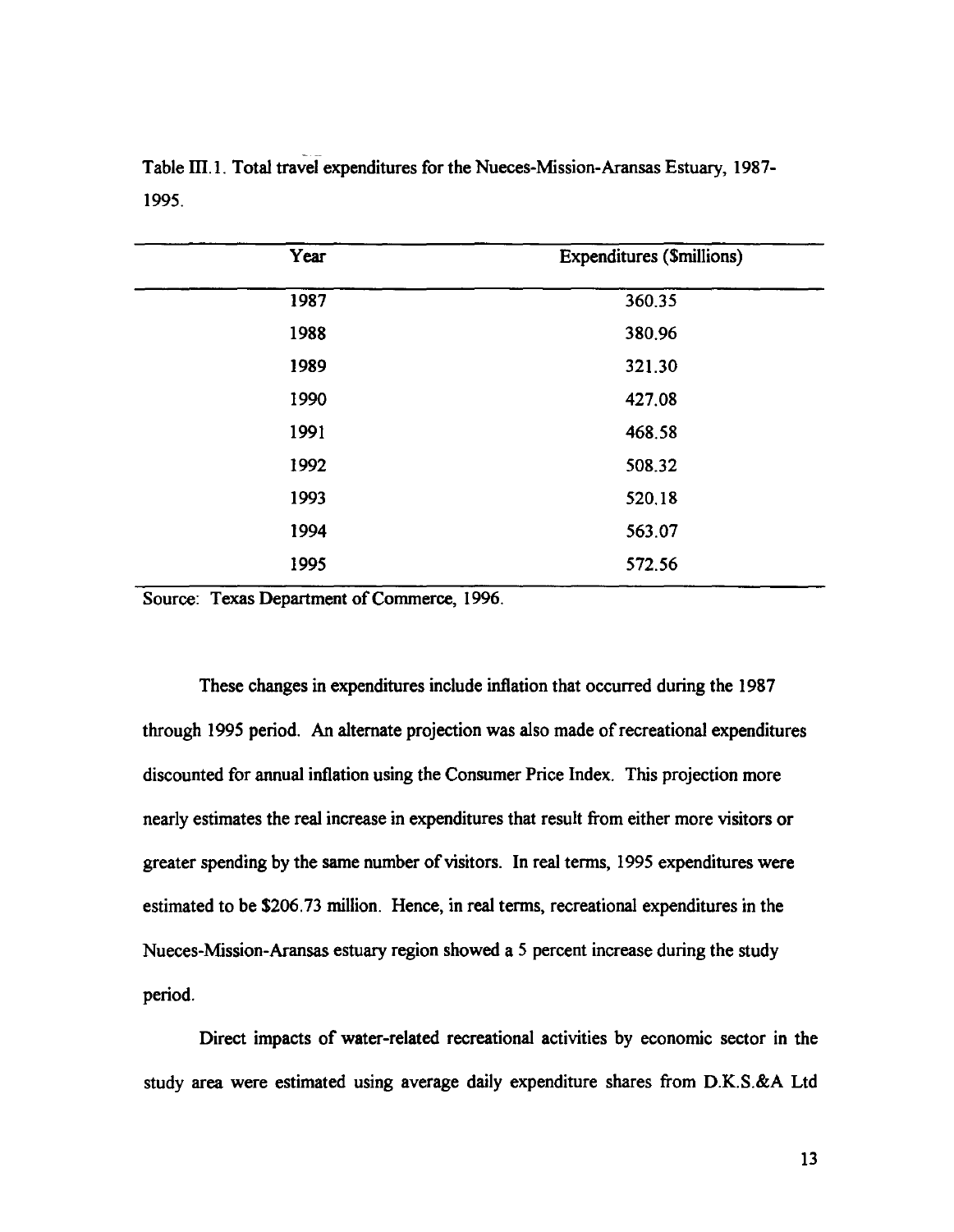Table III.1. Total travel expenditures for the Nueces-Mission-Aransas Estuary, 1987-1995.

| Year | Expenditures ($millions) |
|---|---|
| 1987 | 360.35 |
| 1988 | 380.96 |
| 1989 | 321.30 |
| 1990 | 427.08 |
| 1991 | 468.58 |
| 1992 | 508.32 |
| 1993 | 520.18 |
| 1994 | 563.07 |
| 1995 | 572.56 |

Source: Texas Department of Commerce, 1996.

These changes in expenditures include inflation that occurred during the 1987 through 1995 period. An alternate projection was also made of recreational expenditures discounted for annual inflation using the Consumer Price Index. This projection more nearly estimates the real increase in expenditures that result from either more visitors or greater spending by the same number of visitors. In real terms, 1995 expenditures were estimated to be $206.73 million. Hence, in real terms, recreational expenditures in the Nueces-Mission-Aransas estuary region showed a 5 percent increase during the study period.

Direct impacts of water-related recreational activities by economic sector in the study area were estimated using average daily expenditure shares from D.K.S.&A Ltd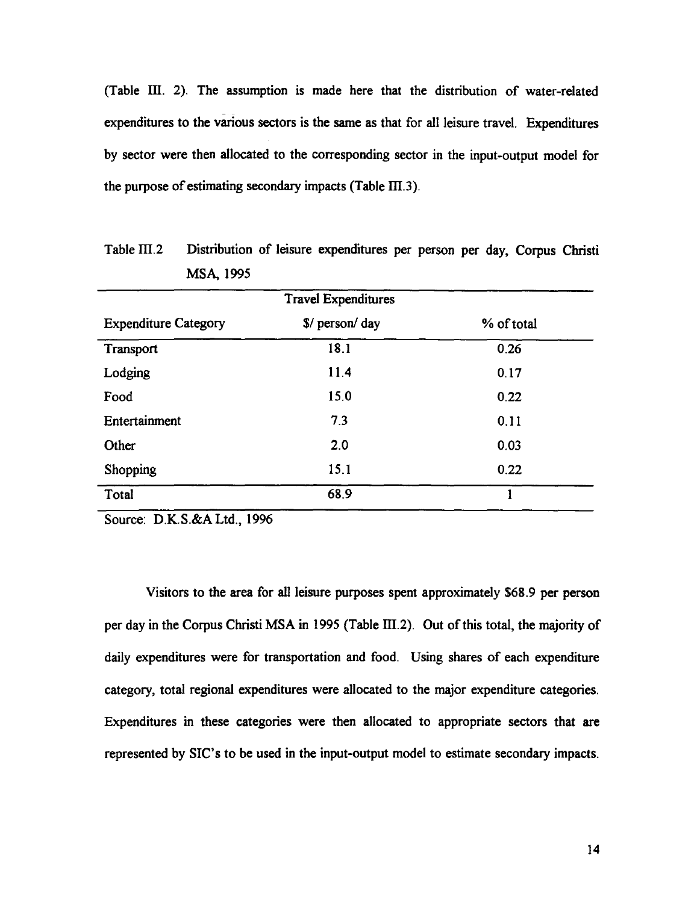(Table III. 2). The assumption is made here that the distribution of water-related expenditures to the various sectors is the same as that for all leisure travel. Expenditures by sector were then allocated to the corresponding sector in the input-output model for the purpose of estimating secondary impacts (Table III.3).

Table III.2 Distribution of leisure expenditures per person per day, Corpus Christi MSA, 1995

| | Travel Expenditures | |
|---|---|---|
| Expenditure Category | $/ person/ day | % of total |
| Transport | 18.1 | 0.26 |
| Lodging | 11.4 | 0.17 |
| Food | 15.0 | 0.22 |
| Entertainment | 7.3 | 0.11 |
| Other | 2.0 | 0.03 |
| Shopping | 15.1 | 0.22 |
| Total | 68.9 | 1 |

Source: D.K.S.&A Ltd., 1996

Visitors to the area for all leisure purposes spent approximately $68.9 per person per day in the Corpus Christi MSA in 1995 (Table III.2). Out of this total, the majority of daily expenditures were for transportation and food. Using shares of each expenditure category, total regional expenditures were allocated to the major expenditure categories. Expenditures in these categories were then allocated to appropriate sectors that are represented by SIC's to be used in the input-output model to estimate secondary impacts.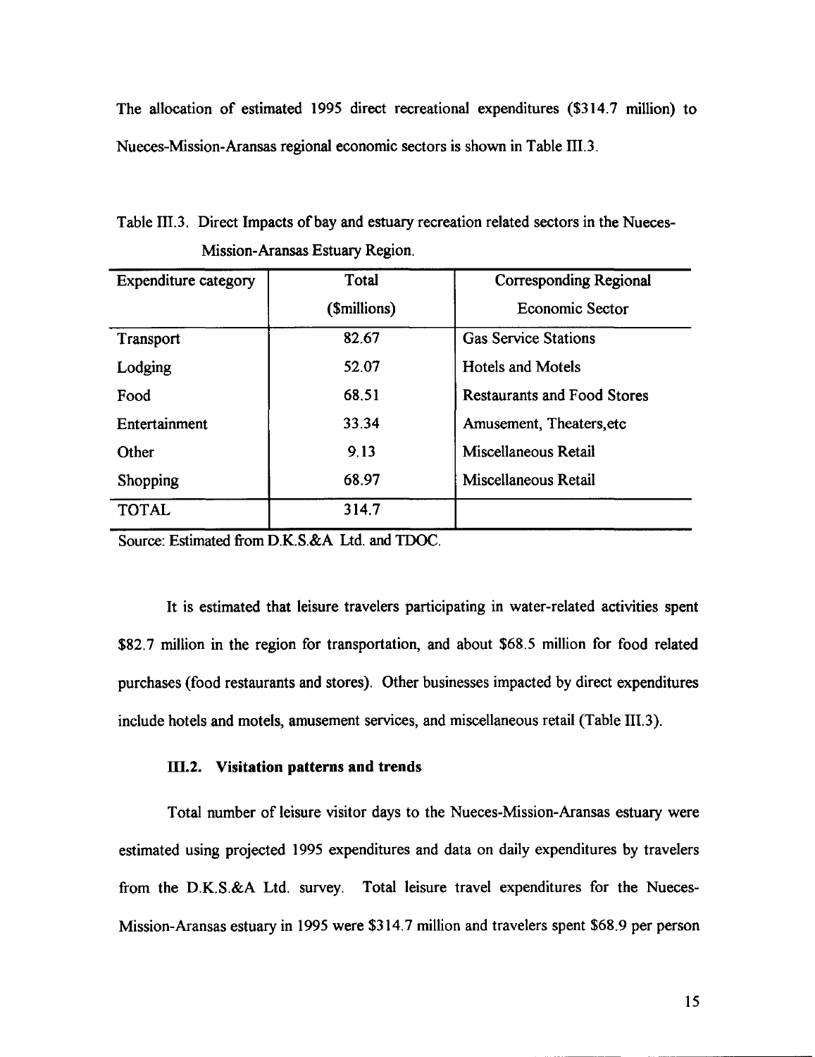The allocation of estimated 1995 direct recreational expenditures ($314.7 million) to Nueces-Mission-Aransas regional economic sectors is shown in Table III.3.

Table III.3. Direct Impacts of bay and estuary recreation related sectors in the Nueces-Mission-Aransas Estuary Region.

| Expenditure category | Total ($millions) | Corresponding Regional Economic Sector |
|---|---|---|
| Transport | 82.67 | Gas Service Stations |
| Lodging | 52.07 | Hotels and Motels |
| Food | 68.51 | Restaurants and Food Stores |
| Entertainment | 33.34 | Amusement, Theaters,etc |
| Other | 9.13 | Miscellaneous Retail |
| Shopping | 68.97 | Miscellaneous Retail |
| TOTAL | 314.7 | |

Source: Estimated from D.K.S.&A Ltd. and TDOC.

It is estimated that leisure travelers participating in water-related activities spent $82.7 million in the region for transportation, and about $68.5 million for food related purchases (food restaurants and stores). Other businesses impacted by direct expenditures include hotels and motels, amusement services, and miscellaneous retail (Table III.3).

### III.2. Visitation patterns and trends

Total number of leisure visitor days to the Nueces-Mission-Aransas estuary were estimated using projected 1995 expenditures and data on daily expenditures by travelers from the D.K.S.&A Ltd. survey. Total leisure travel expenditures for the Nueces-Mission-Aransas estuary in 1995 were $314.7 million and travelers spent $68.9 per person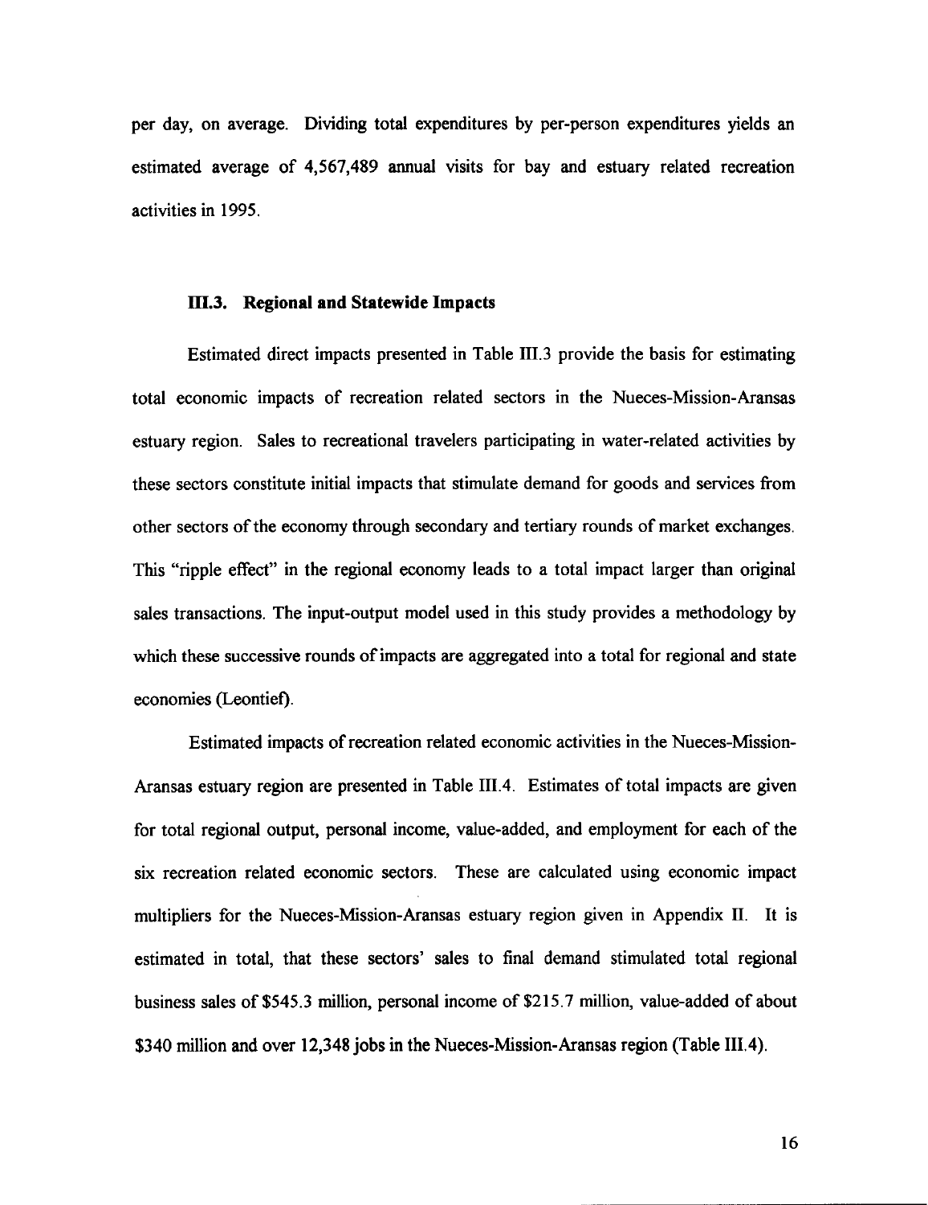per day, on average. Dividing total expenditures by per-person expenditures yields an estimated average of 4,567,489 annual visits for bay and estuary related recreation activities in 1995.

### III.3. Regional and Statewide Impacts

Estimated direct impacts presented in Table III.3 provide the basis for estimating total economic impacts of recreation related sectors in the Nueces-Mission-Aransas estuary region. Sales to recreational travelers participating in water-related activities by these sectors constitute initial impacts that stimulate demand for goods and services from other sectors of the economy through secondary and tertiary rounds of market exchanges. This "ripple effect" in the regional economy leads to a total impact larger than original sales transactions. The input-output model used in this study provides a methodology by which these successive rounds of impacts are aggregated into a total for regional and state economies (Leontief).

Estimated impacts of recreation related economic activities in the Nueces-Mission-Aransas estuary region are presented in Table III.4. Estimates of total impacts are given for total regional output, personal income, value-added, and employment for each of the six recreation related economic sectors. These are calculated using economic impact multipliers for the Nueces-Mission-Aransas estuary region given in Appendix II. It is estimated in total, that these sectors' sales to final demand stimulated total regional business sales of $545.3 million, personal income of $215.7 million, value-added of about $340 million and over 12,348 jobs in the Nueces-Mission-Aransas region (Table III.4).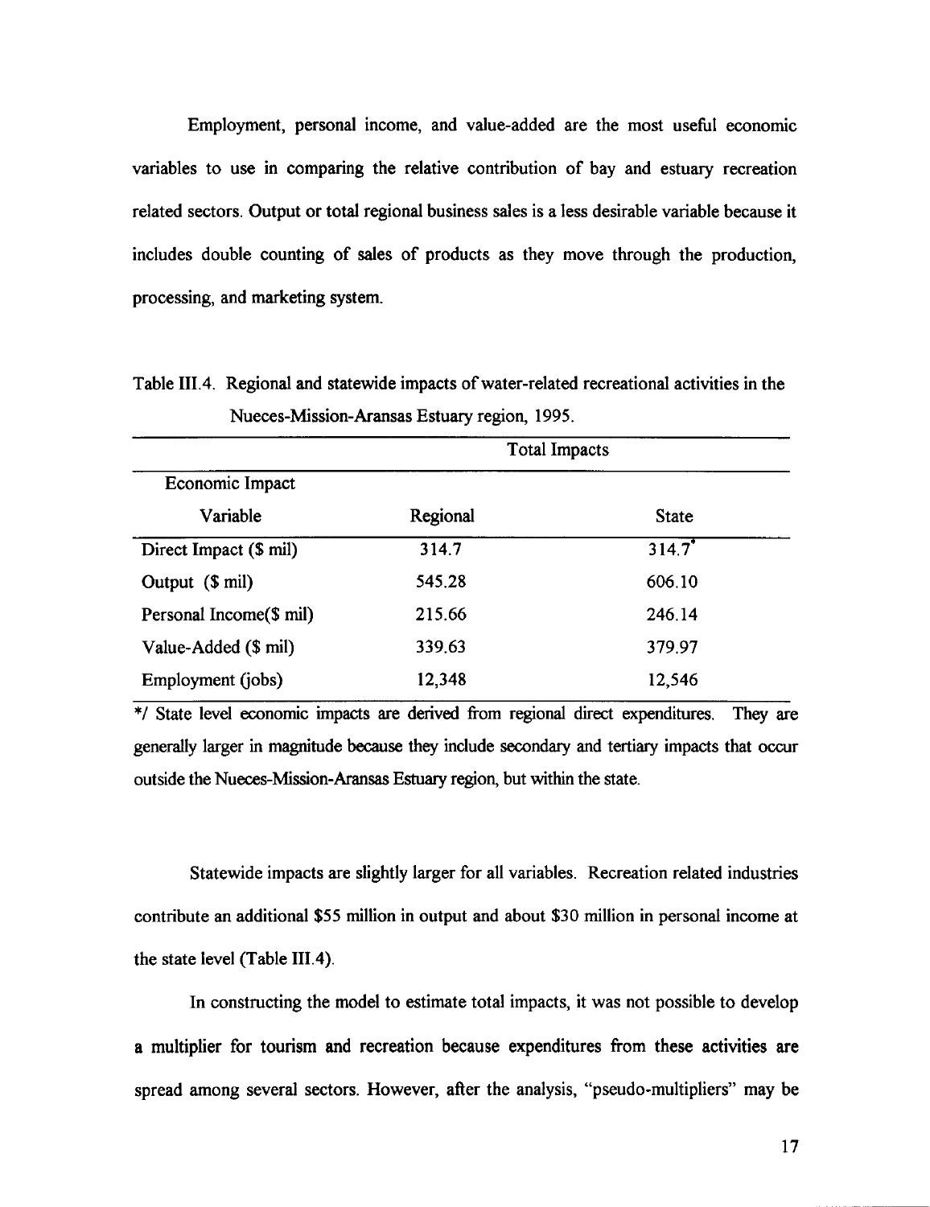Employment, personal income, and value-added are the most useful economic variables to use in comparing the relative contribution of bay and estuary recreation related sectors. Output or total regional business sales is a less desirable variable because it includes double counting of sales of products as they move through the production, processing, and marketing system.

Table III.4. Regional and statewide impacts of water-related recreational activities in the Nueces-Mission-Aransas Estuary region, 1995.

| | Total Impacts | |
|---|---|---|
| Economic Impact Variable | Regional | State |
| Direct Impact ($ mil) | 314.7 | 314.7* |
| Output ($ mil) | 545.28 | 606.10 |
| Personal Income($ mil) | 215.66 | 246.14 |
| Value-Added ($ mil) | 339.63 | 379.97 |
| Employment (jobs) | 12,348 | 12,546 |

*/ State level economic impacts are derived from regional direct expenditures. They are generally larger in magnitude because they include secondary and tertiary impacts that occur outside the Nueces-Mission-Aransas Estuary region, but within the state.

Statewide impacts are slightly larger for all variables. Recreation related industries contribute an additional $55 million in output and about $30 million in personal income at the state level (Table III.4).

In constructing the model to estimate total impacts, it was not possible to develop a multiplier for tourism and recreation because expenditures from these activities are spread among several sectors. However, after the analysis, "pseudo-multipliers" may be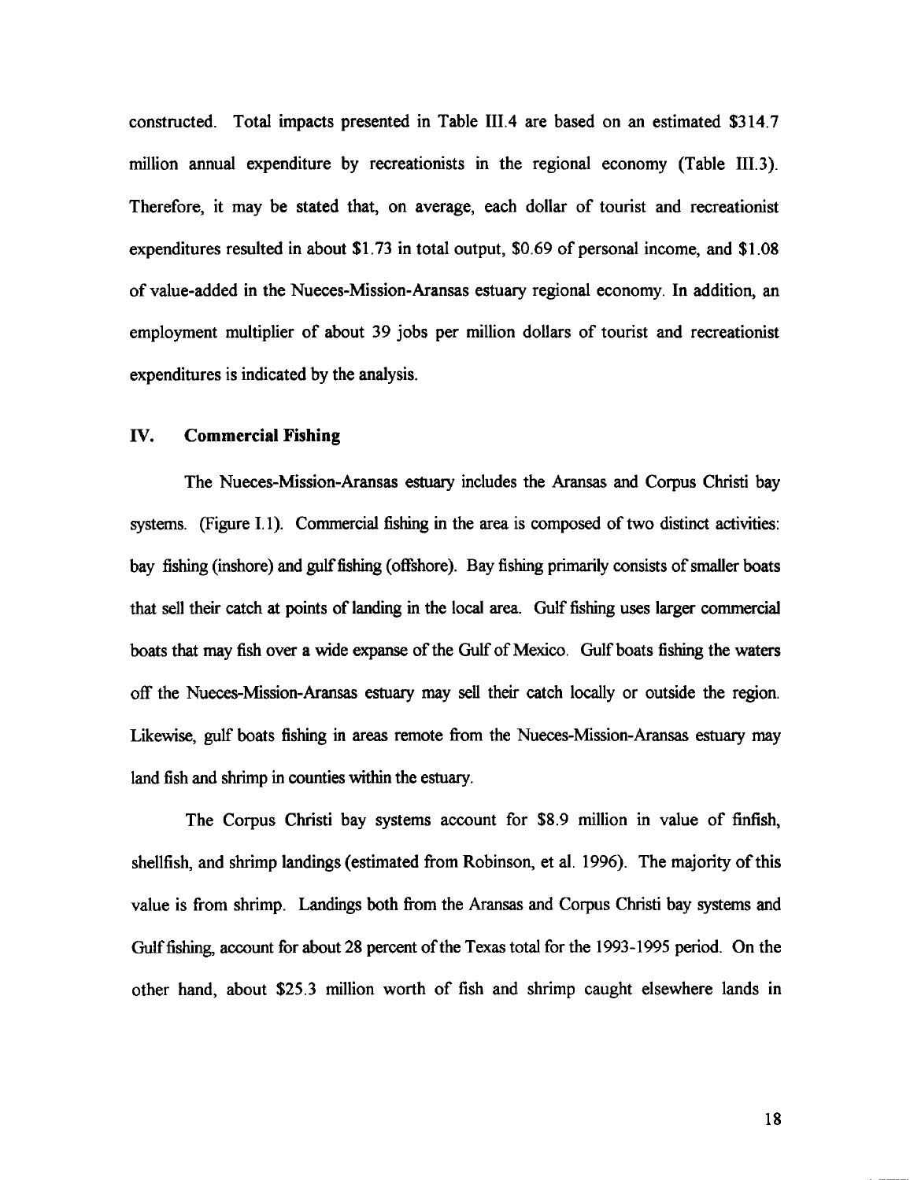constructed. Total impacts presented in Table III.4 are based on an estimated $314.7 million annual expenditure by recreationists in the regional economy (Table III.3). Therefore, it may be stated that, on average, each dollar of tourist and recreationist expenditures resulted in about $1.73 in total output, $0.69 of personal income, and $1.08 of value-added in the Nueces-Mission-Aransas estuary regional economy. In addition, an employment multiplier of about 39 jobs per million dollars of tourist and recreationist expenditures is indicated by the analysis.

## IV. Commercial Fishing

The Nueces-Mission-Aransas estuary includes the Aransas and Corpus Christi bay systems. (Figure I.1). Commercial fishing in the area is composed of two distinct activities: bay fishing (inshore) and gulf fishing (offshore). Bay fishing primarily consists of smaller boats that sell their catch at points of landing in the local area. Gulf fishing uses larger commercial boats that may fish over a wide expanse of the Gulf of Mexico. Gulf boats fishing the waters off the Nueces-Mission-Aransas estuary may sell their catch locally or outside the region. Likewise, gulf boats fishing in areas remote from the Nueces-Mission-Aransas estuary may land fish and shrimp in counties within the estuary.

The Corpus Christi bay systems account for $8.9 million in value of finfish, shellfish, and shrimp landings (estimated from Robinson, et al. 1996). The majority of this value is from shrimp. Landings both from the Aransas and Corpus Christi bay systems and Gulf fishing, account for about 28 percent of the Texas total for the 1993-1995 period. On the other hand, about $25.3 million worth of fish and shrimp caught elsewhere lands in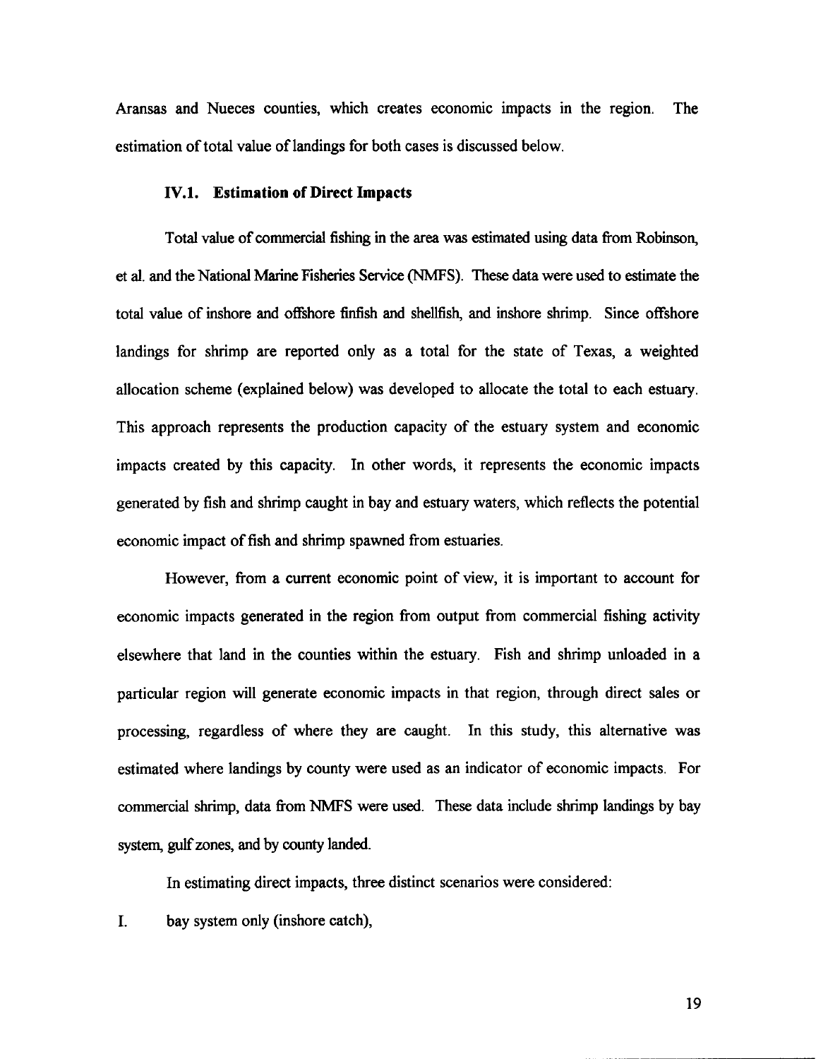Aransas and Nueces counties, which creates economic impacts in the region. The estimation of total value of landings for both cases is discussed below.

### IV.1. Estimation of Direct Impacts

Total value of commercial fishing in the area was estimated using data from Robinson, et al. and the National Marine Fisheries Service (NMFS). These data were used to estimate the total value of inshore and offshore finfish and shellfish, and inshore shrimp. Since offshore landings for shrimp are reported only as a total for the state of Texas, a weighted allocation scheme (explained below) was developed to allocate the total to each estuary. This approach represents the production capacity of the estuary system and economic impacts created by this capacity. In other words, it represents the economic impacts generated by fish and shrimp caught in bay and estuary waters, which reflects the potential economic impact of fish and shrimp spawned from estuaries.

However, from a current economic point of view, it is important to account for economic impacts generated in the region from output from commercial fishing activity elsewhere that land in the counties within the estuary. Fish and shrimp unloaded in a particular region will generate economic impacts in that region, through direct sales or processing, regardless of where they are caught. In this study, this alternative was estimated where landings by county were used as an indicator of economic impacts. For commercial shrimp, data from NMFS were used. These data include shrimp landings by bay system, gulf zones, and by county landed.

In estimating direct impacts, three distinct scenarios were considered:

I. bay system only (inshore catch),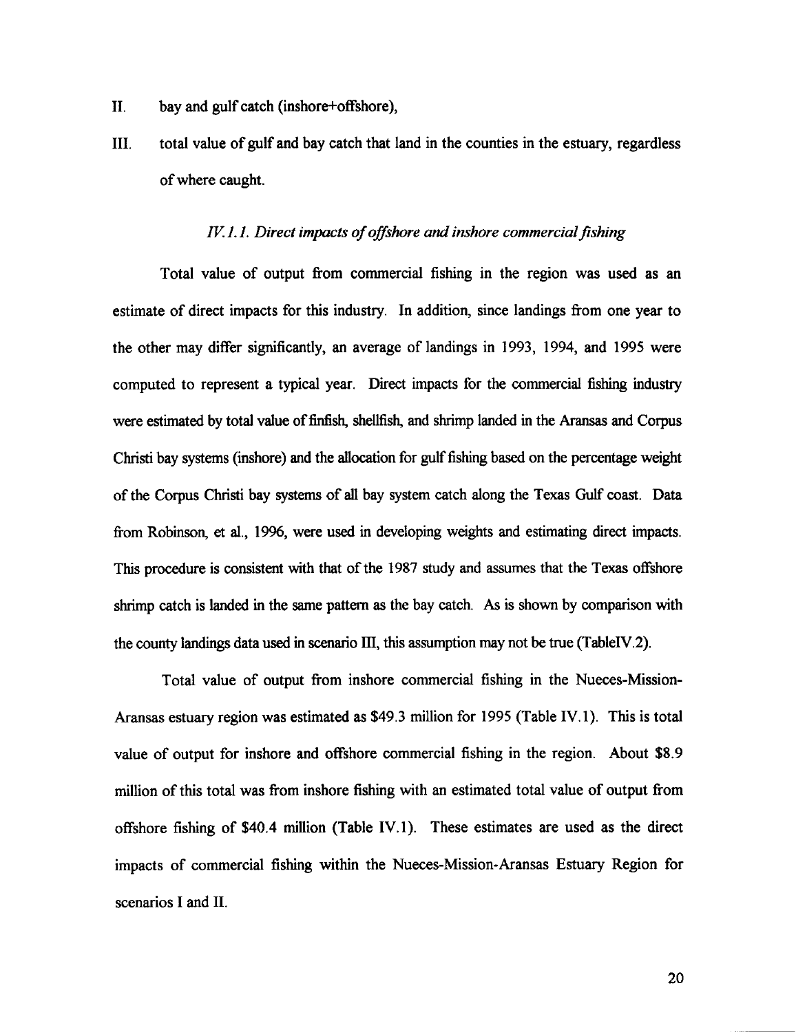II. bay and gulf catch (inshore+offshore),

III. total value of gulf and bay catch that land in the counties in the estuary, regardless of where caught.

### *IV.1.1. Direct impacts of offshore and inshore commercial fishing*

Total value of output from commercial fishing in the region was used as an estimate of direct impacts for this industry. In addition, since landings from one year to the other may differ significantly, an average of landings in 1993, 1994, and 1995 were computed to represent a typical year. Direct impacts for the commercial fishing industry were estimated by total value of finfish, shellfish, and shrimp landed in the Aransas and Corpus Christi bay systems (inshore) and the allocation for gulf fishing based on the percentage weight of the Corpus Christi bay systems of all bay system catch along the Texas Gulf coast. Data from Robinson, et al., 1996, were used in developing weights and estimating direct impacts. This procedure is consistent with that of the 1987 study and assumes that the Texas offshore shrimp catch is landed in the same pattern as the bay catch. As is shown by comparison with the county landings data used in scenario III, this assumption may not be true (TableIV.2).

Total value of output from inshore commercial fishing in the Nueces-Mission-Aransas estuary region was estimated as $49.3 million for 1995 (Table IV.1). This is total value of output for inshore and offshore commercial fishing in the region. About $8.9 million of this total was from inshore fishing with an estimated total value of output from offshore fishing of $40.4 million (Table IV.1). These estimates are used as the direct impacts of commercial fishing within the Nueces-Mission-Aransas Estuary Region for scenarios I and II.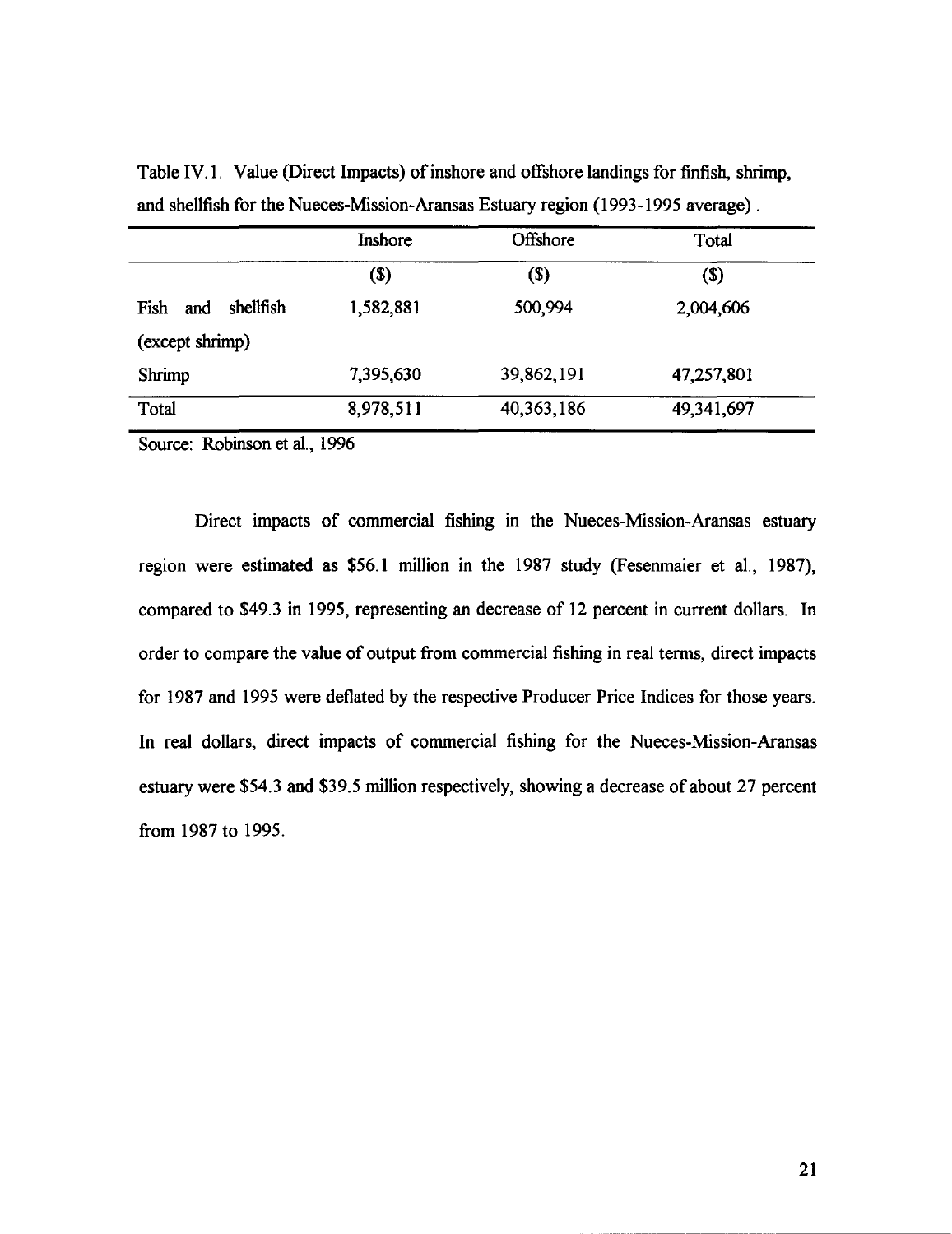Table IV.1. Value (Direct Impacts) of inshore and offshore landings for finfish, shrimp, and shellfish for the Nueces-Mission-Aransas Estuary region (1993-1995 average).

| | Inshore | Offshore | Total |
|---|---|---|---|
| | ($) | ($) | ($) |
| Fish and shellfish (except shrimp) | 1,582,881 | 500,994 | 2,004,606 |
| Shrimp | 7,395,630 | 39,862,191 | 47,257,801 |
| Total | 8,978,511 | 40,363,186 | 49,341,697 |

Source: Robinson et al., 1996

Direct impacts of commercial fishing in the Nueces-Mission-Aransas estuary region were estimated as $56.1 million in the 1987 study (Fesenmaier et al., 1987), compared to $49.3 in 1995, representing an decrease of 12 percent in current dollars. In order to compare the value of output from commercial fishing in real terms, direct impacts for 1987 and 1995 were deflated by the respective Producer Price Indices for those years. In real dollars, direct impacts of commercial fishing for the Nueces-Mission-Aransas estuary were $54.3 and $39.5 million respectively, showing a decrease of about 27 percent from 1987 to 1995.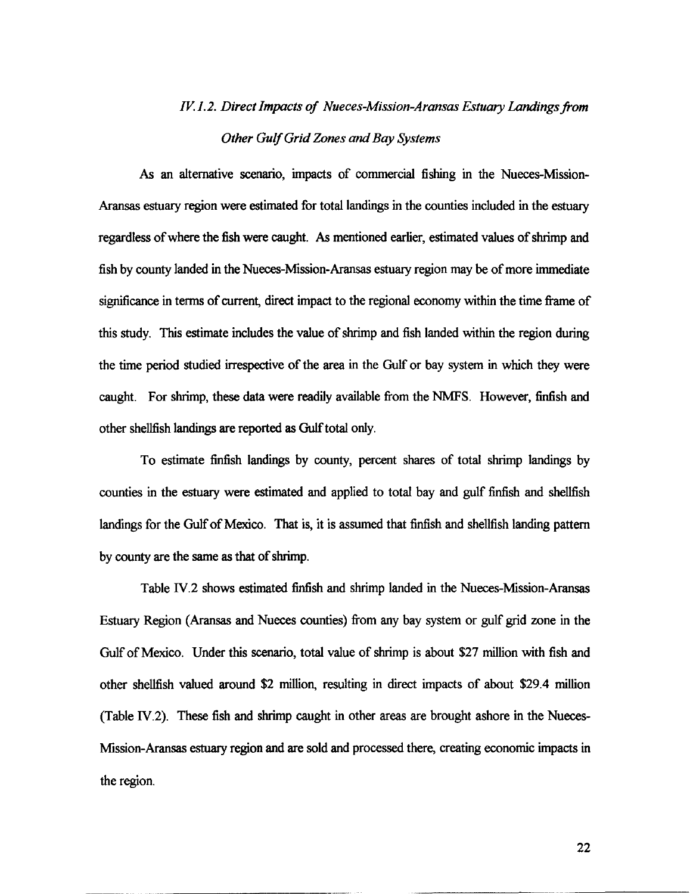### *IV.1.2. Direct Impacts of Nueces-Mission-Aransas Estuary Landings from Other Gulf Grid Zones and Bay Systems*

As an alternative scenario, impacts of commercial fishing in the Nueces-Mission-Aransas estuary region were estimated for total landings in the counties included in the estuary regardless of where the fish were caught. As mentioned earlier, estimated values of shrimp and fish by county landed in the Nueces-Mission-Aransas estuary region may be of more immediate significance in terms of current, direct impact to the regional economy within the time frame of this study. This estimate includes the value of shrimp and fish landed within the region during the time period studied irrespective of the area in the Gulf or bay system in which they were caught. For shrimp, these data were readily available from the NMFS. However, finfish and other shellfish landings are reported as Gulf total only.

To estimate finfish landings by county, percent shares of total shrimp landings by counties in the estuary were estimated and applied to total bay and gulf finfish and shellfish landings for the Gulf of Mexico. That is, it is assumed that finfish and shellfish landing pattern by county are the same as that of shrimp.

Table IV.2 shows estimated finfish and shrimp landed in the Nueces-Mission-Aransas Estuary Region (Aransas and Nueces counties) from any bay system or gulf grid zone in the Gulf of Mexico. Under this scenario, total value of shrimp is about $27 million with fish and other shellfish valued around $2 million, resulting in direct impacts of about $29.4 million (Table IV.2). These fish and shrimp caught in other areas are brought ashore in the Nueces-Mission-Aransas estuary region and are sold and processed there, creating economic impacts in the region.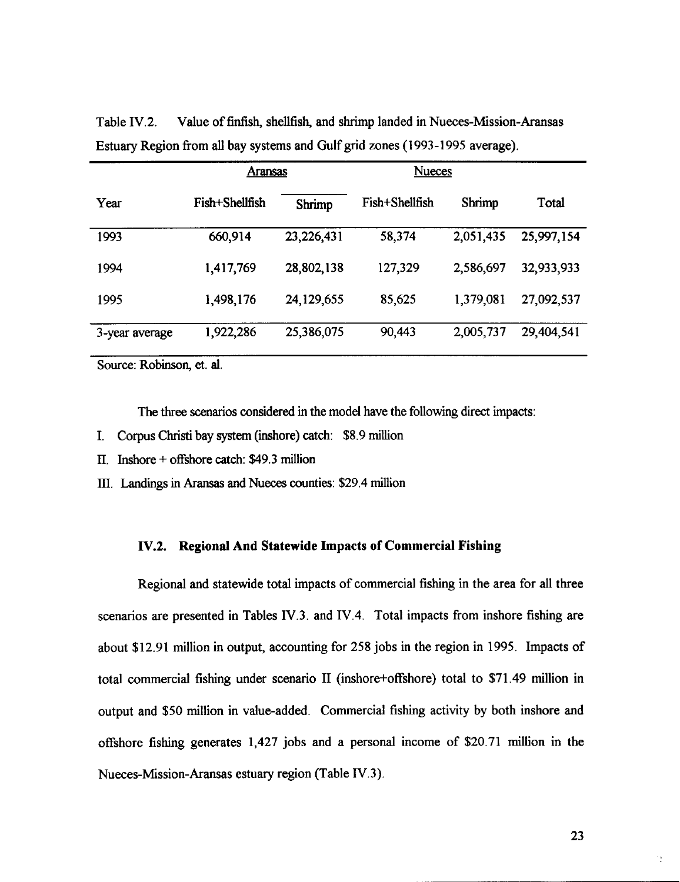Table IV.2. Value of finfish, shellfish, and shrimp landed in Nueces-Mission-Aransas Estuary Region from all bay systems and Gulf grid zones (1993-1995 average).

| | Aransas | | Nueces | | |
|---|---|---|---|---|---|
| Year | Fish+Shellfish | Shrimp | Fish+Shellfish | Shrimp | Total |
| 1993 | 660,914 | 23,226,431 | 58,374 | 2,051,435 | 25,997,154 |
| 1994 | 1,417,769 | 28,802,138 | 127,329 | 2,586,697 | 32,933,933 |
| 1995 | 1,498,176 | 24,129,655 | 85,625 | 1,379,081 | 27,092,537 |
| 3-year average | 1,922,286 | 25,386,075 | 90,443 | 2,005,737 | 29,404,541 |

Source: Robinson, et. al.

The three scenarios considered in the model have the following direct impacts:

I. Corpus Christi bay system (inshore) catch: $8.9 million

II. Inshore + offshore catch: $49.3 million

III. Landings in Aransas and Nueces counties: $29.4 million

### IV.2. Regional And Statewide Impacts of Commercial Fishing

Regional and statewide total impacts of commercial fishing in the area for all three scenarios are presented in Tables IV.3. and IV.4. Total impacts from inshore fishing are about $12.91 million in output, accounting for 258 jobs in the region in 1995. Impacts of total commercial fishing under scenario II (inshore+offshore) total to $71.49 million in output and $50 million in value-added. Commercial fishing activity by both inshore and offshore fishing generates 1,427 jobs and a personal income of $20.71 million in the Nueces-Mission-Aransas estuary region (Table IV.3).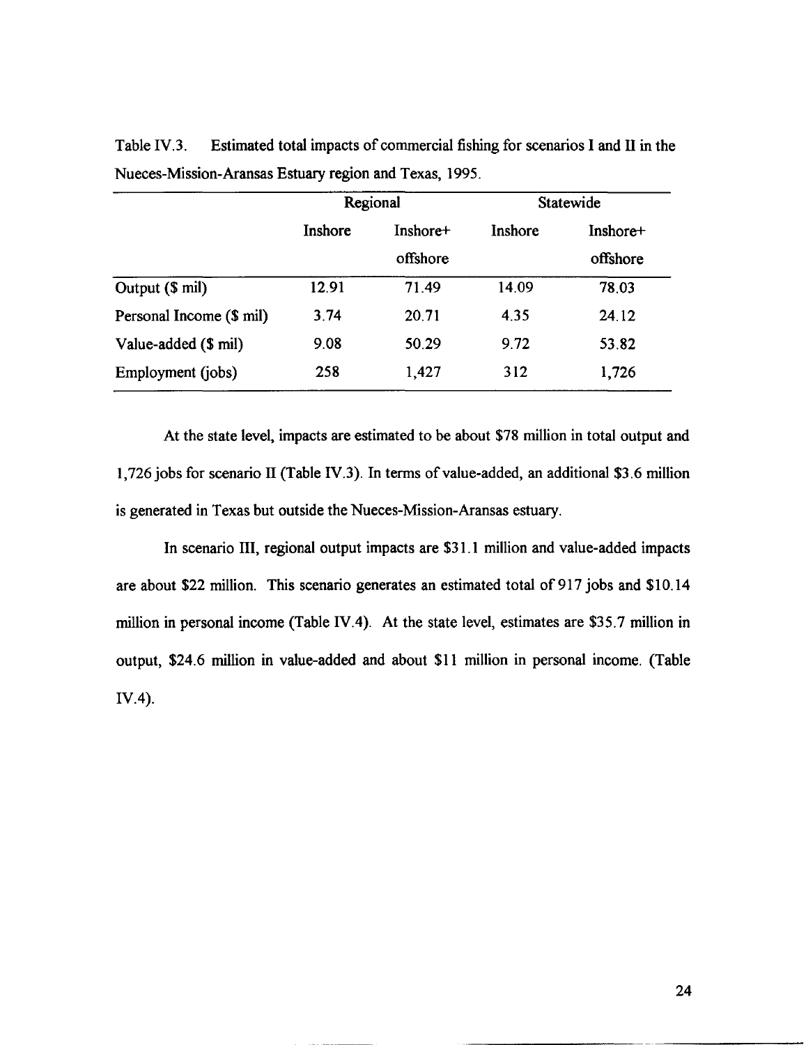Table IV.3. Estimated total impacts of commercial fishing for scenarios I and II in the Nueces-Mission-Aransas Estuary region and Texas, 1995.

| | Regional | | Statewide | |
|---|---|---|---|---|
| | Inshore | Inshore+ offshore | Inshore | Inshore+ offshore |
| Output ($ mil) | 12.91 | 71.49 | 14.09 | 78.03 |
| Personal Income ($ mil) | 3.74 | 20.71 | 4.35 | 24.12 |
| Value-added ($ mil) | 9.08 | 50.29 | 9.72 | 53.82 |
| Employment (jobs) | 258 | 1,427 | 312 | 1,726 |

At the state level, impacts are estimated to be about $78 million in total output and 1,726 jobs for scenario II (Table IV.3). In terms of value-added, an additional $3.6 million is generated in Texas but outside the Nueces-Mission-Aransas estuary.

In scenario III, regional output impacts are $31.1 million and value-added impacts are about $22 million. This scenario generates an estimated total of 917 jobs and $10.14 million in personal income (Table IV.4). At the state level, estimates are $35.7 million in output, $24.6 million in value-added and about $11 million in personal income. (Table IV.4).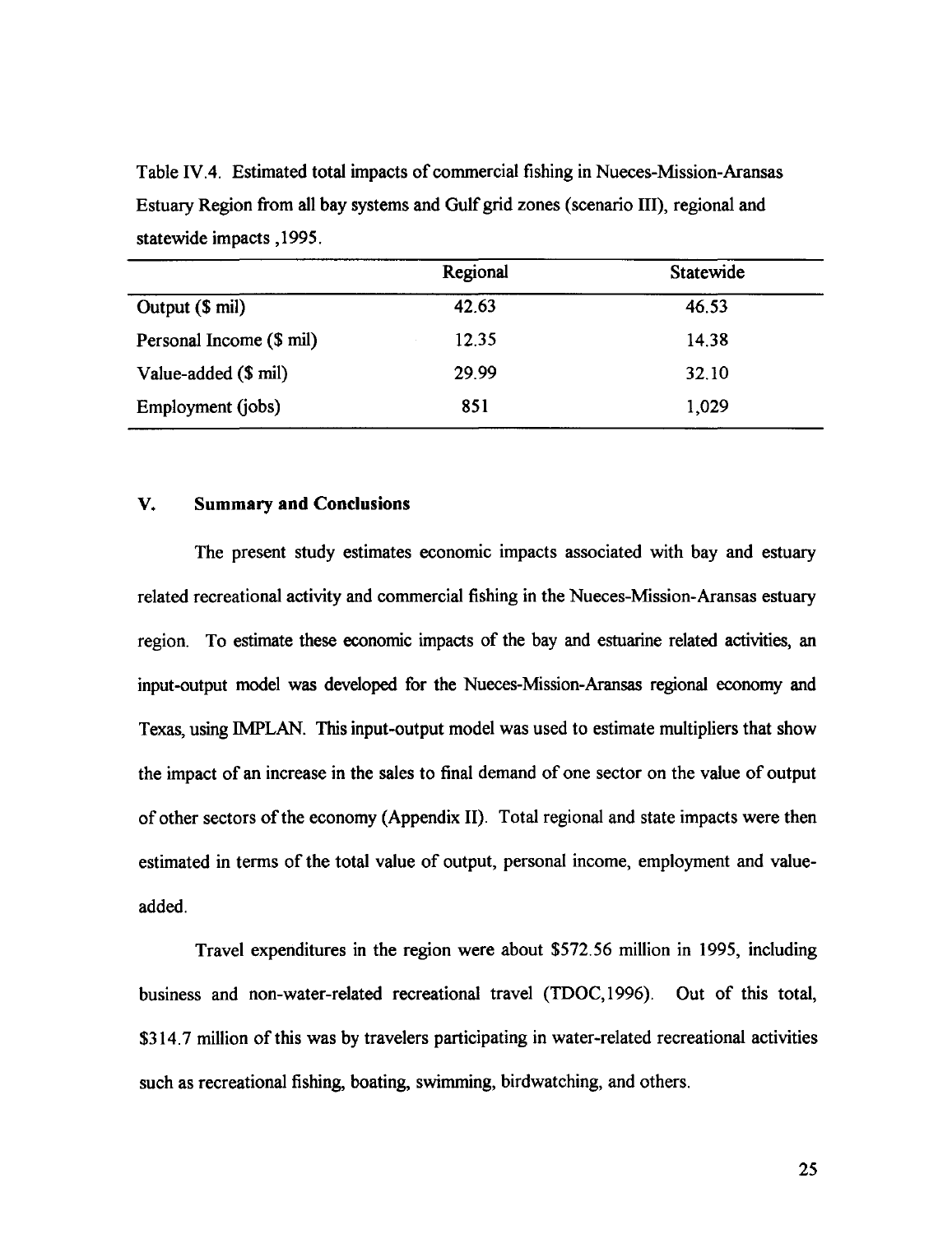Table IV.4. Estimated total impacts of commercial fishing in Nueces-Mission-Aransas Estuary Region from all bay systems and Gulf grid zones (scenario III), regional and statewide impacts ,1995.

| | Regional | Statewide |
|---|---|---|
| Output ($ mil) | 42.63 | 46.53 |
| Personal Income ($ mil) | 12.35 | 14.38 |
| Value-added ($ mil) | 29.99 | 32.10 |
| Employment (jobs) | 851 | 1,029 |

## V. Summary and Conclusions

The present study estimates economic impacts associated with bay and estuary related recreational activity and commercial fishing in the Nueces-Mission-Aransas estuary region. To estimate these economic impacts of the bay and estuarine related activities, an input-output model was developed for the Nueces-Mission-Aransas regional economy and Texas, using IMPLAN. This input-output model was used to estimate multipliers that show the impact of an increase in the sales to final demand of one sector on the value of output of other sectors of the economy (Appendix II). Total regional and state impacts were then estimated in terms of the total value of output, personal income, employment and value-added.

Travel expenditures in the region were about $572.56 million in 1995, including business and non-water-related recreational travel (TDOC,1996). Out of this total, $314.7 million of this was by travelers participating in water-related recreational activities such as recreational fishing, boating, swimming, birdwatching, and others.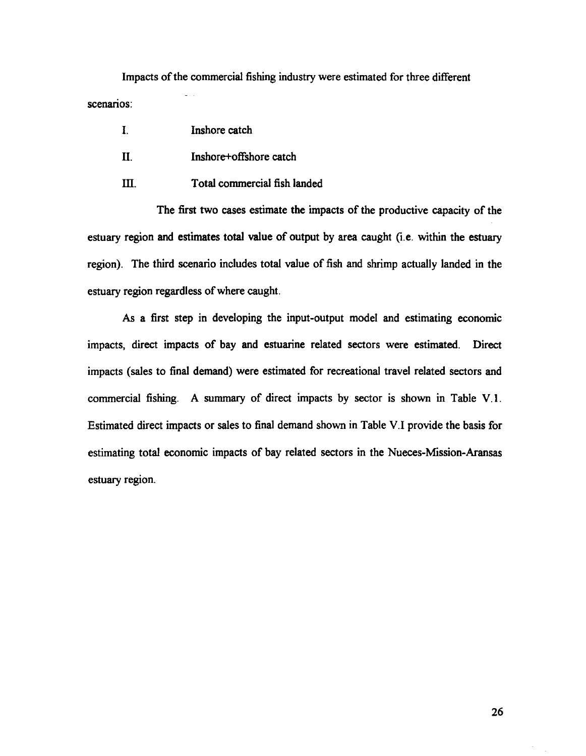Impacts of the commercial fishing industry were estimated for three different scenarios:

I. Inshore catch

II. Inshore+offshore catch

III. Total commercial fish landed

The first two cases estimate the impacts of the productive capacity of the estuary region and estimates total value of output by area caught (i.e. within the estuary region). The third scenario includes total value of fish and shrimp actually landed in the estuary region regardless of where caught.

As a first step in developing the input-output model and estimating economic impacts, direct impacts of bay and estuarine related sectors were estimated. Direct impacts (sales to final demand) were estimated for recreational travel related sectors and commercial fishing. A summary of direct impacts by sector is shown in Table V.1. Estimated direct impacts or sales to final demand shown in Table V.I provide the basis for estimating total economic impacts of bay related sectors in the Nueces-Mission-Aransas estuary region.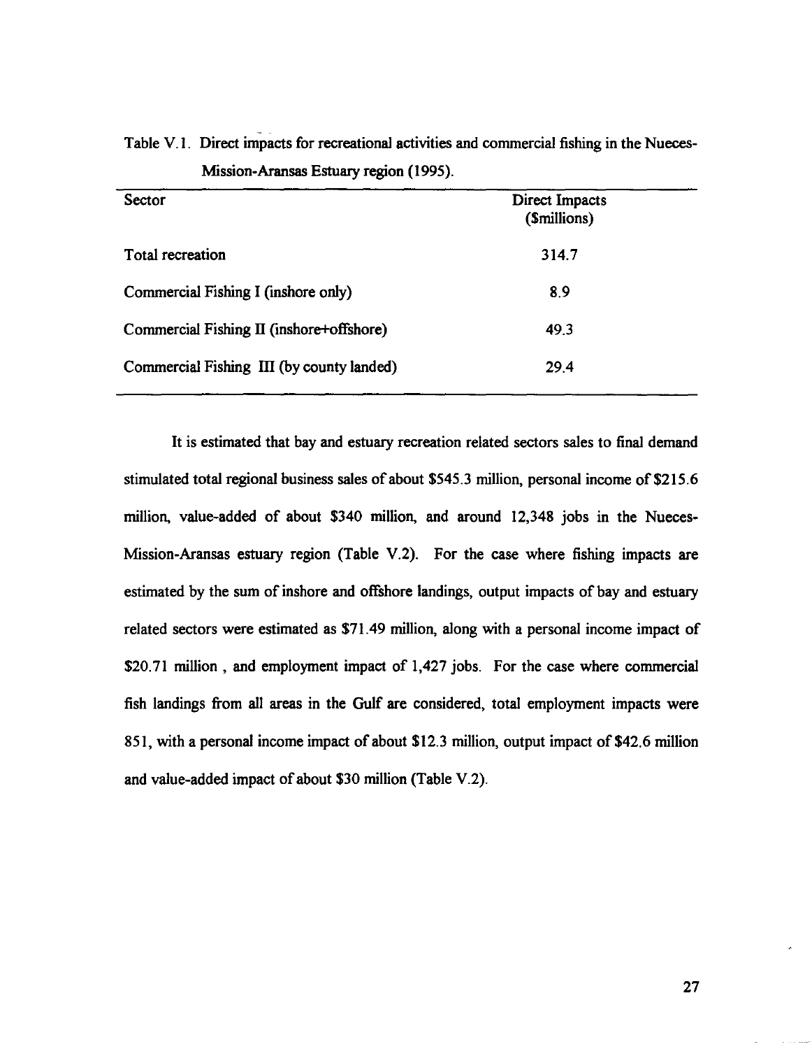Table V.1. Direct impacts for recreational activities and commercial fishing in the Nueces-Mission-Aransas Estuary region (1995).

| Sector | Direct Impacts ($millions) |
|---|---|
| Total recreation | 314.7 |
| Commercial Fishing I (inshore only) | 8.9 |
| Commercial Fishing II (inshore+offshore) | 49.3 |
| Commercial Fishing III (by county landed) | 29.4 |

It is estimated that bay and estuary recreation related sectors sales to final demand stimulated total regional business sales of about $545.3 million, personal income of $215.6 million, value-added of about $340 million, and around 12,348 jobs in the Nueces-Mission-Aransas estuary region (Table V.2). For the case where fishing impacts are estimated by the sum of inshore and offshore landings, output impacts of bay and estuary related sectors were estimated as $71.49 million, along with a personal income impact of $20.71 million , and employment impact of 1,427 jobs. For the case where commercial fish landings from all areas in the Gulf are considered, total employment impacts were 851, with a personal income impact of about $12.3 million, output impact of $42.6 million and value-added impact of about $30 million (Table V.2).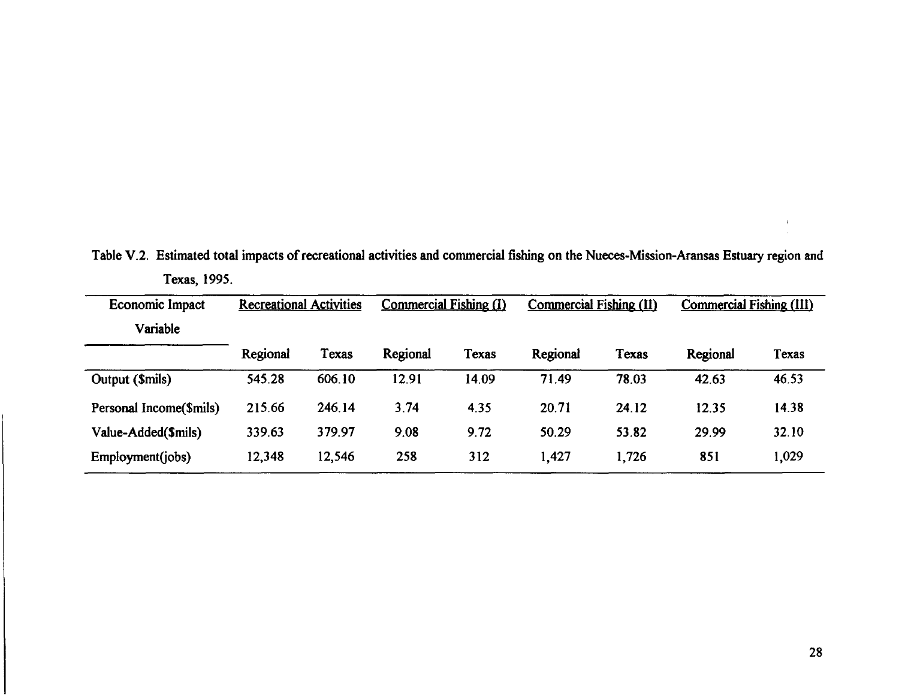Table V.2. Estimated total impacts of recreational activities and commercial fishing on the Nueces-Mission-Aransas Estuary region and Texas, 1995.

| Economic Impact Variable | Recreational Activities | | Commercial Fishing (I) | | Commercial Fishing (II) | | Commercial Fishing (III) | |
|---|---|---|---|---|---|---|---|---|
| | Regional | Texas | Regional | Texas | Regional | Texas | Regional | Texas |
| Output ($mils) | 545.28 | 606.10 | 12.91 | 14.09 | 71.49 | 78.03 | 42.63 | 46.53 |
| Personal Income($mils) | 215.66 | 246.14 | 3.74 | 4.35 | 20.71 | 24.12 | 12.35 | 14.38 |
| Value-Added($mils) | 339.63 | 379.97 | 9.08 | 9.72 | 50.29 | 53.82 | 29.99 | 32.10 |
| Employment(jobs) | 12,348 | 12,546 | 258 | 312 | 1,427 | 1,726 | 851 | 1,029 |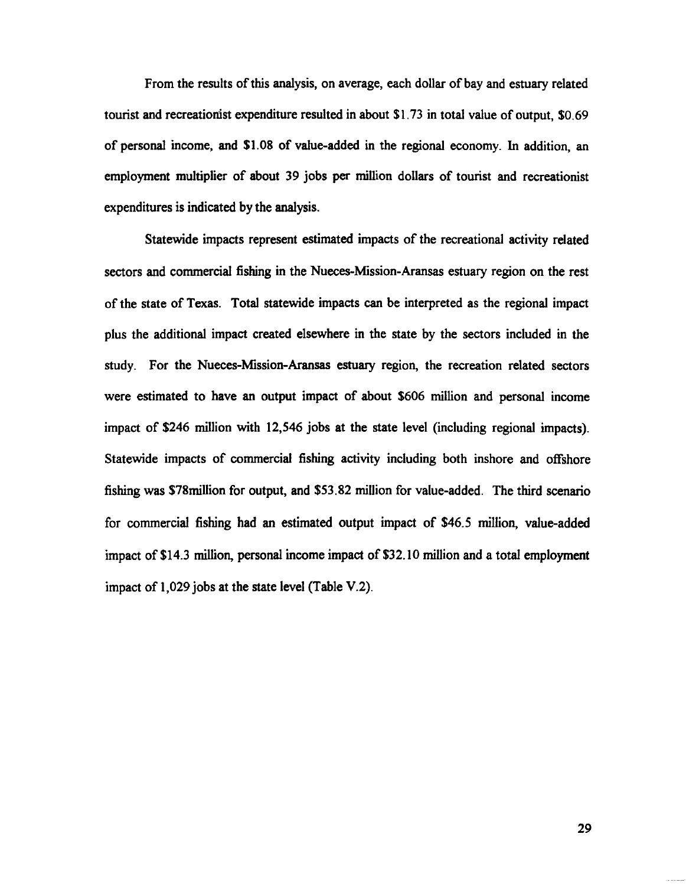From the results of this analysis, on average, each dollar of bay and estuary related tourist and recreationist expenditure resulted in about $1.73 in total value of output, $0.69 of personal income, and $1.08 of value-added in the regional economy. In addition, an employment multiplier of about 39 jobs per million dollars of tourist and recreationist expenditures is indicated by the analysis.

Statewide impacts represent estimated impacts of the recreational activity related sectors and commercial fishing in the Nueces-Mission-Aransas estuary region on the rest of the state of Texas. Total statewide impacts can be interpreted as the regional impact plus the additional impact created elsewhere in the state by the sectors included in the study. For the Nueces-Mission-Aransas estuary region, the recreation related sectors were estimated to have an output impact of about $606 million and personal income impact of $246 million with 12,546 jobs at the state level (including regional impacts). Statewide impacts of commercial fishing activity including both inshore and offshore fishing was $78million for output, and $53.82 million for value-added. The third scenario for commercial fishing had an estimated output impact of $46.5 million, value-added impact of $14.3 million, personal income impact of $32.10 million and a total employment impact of 1,029 jobs at the state level (Table V.2).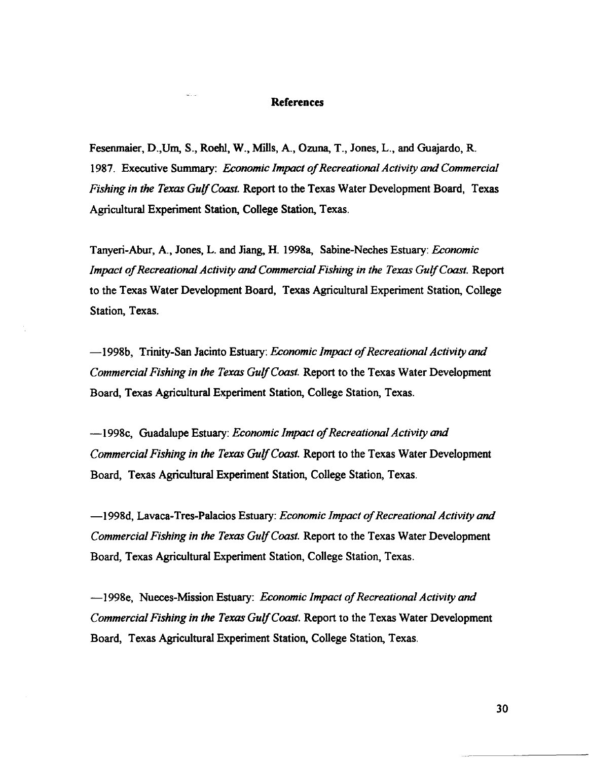## References

Fesenmaier, D.,Um, S., Roehl, W., Mills, A., Ozuna, T., Jones, L., and Guajardo, R. 1987. Executive Summary: *Economic Impact of Recreational Activity and Commercial Fishing in the Texas Gulf Coast.* Report to the Texas Water Development Board, Texas Agricultural Experiment Station, College Station, Texas.

Tanyeri-Abur, A., Jones, L. and Jiang, H. 1998a, Sabine-Neches Estuary: *Economic Impact of Recreational Activity and Commercial Fishing in the Texas Gulf Coast.* Report to the Texas Water Development Board, Texas Agricultural Experiment Station, College Station, Texas.

—1998b, Trinity-San Jacinto Estuary: *Economic Impact of Recreational Activity and Commercial Fishing in the Texas Gulf Coast.* Report to the Texas Water Development Board, Texas Agricultural Experiment Station, College Station, Texas.

—1998c, Guadalupe Estuary: *Economic Impact of Recreational Activity and Commercial Fishing in the Texas Gulf Coast.* Report to the Texas Water Development Board, Texas Agricultural Experiment Station, College Station, Texas.

—1998d, Lavaca-Tres-Palacios Estuary: *Economic Impact of Recreational Activity and Commercial Fishing in the Texas Gulf Coast.* Report to the Texas Water Development Board, Texas Agricultural Experiment Station, College Station, Texas.

—1998e, Nueces-Mission Estuary: *Economic Impact of Recreational Activity and Commercial Fishing in the Texas Gulf Coast.* Report to the Texas Water Development Board, Texas Agricultural Experiment Station, College Station, Texas.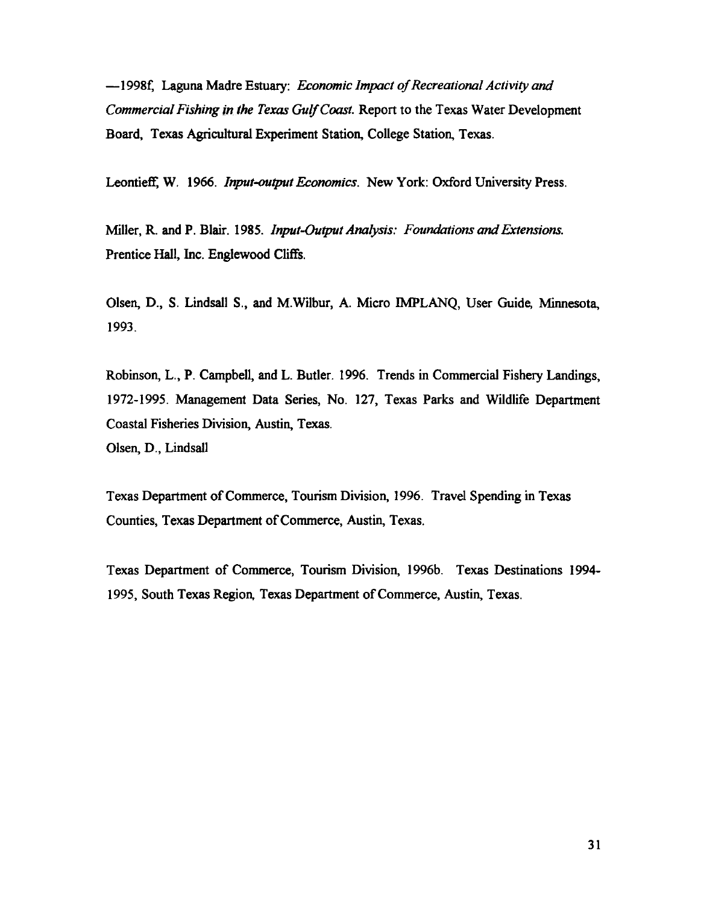—1998f, Laguna Madre Estuary: *Economic Impact of Recreational Activity and Commercial Fishing in the Texas Gulf Coast.* Report to the Texas Water Development Board, Texas Agricultural Experiment Station, College Station, Texas.

Leontieff, W. 1966. *Input-output Economics.* New York: Oxford University Press.

Miller, R. and P. Blair. 1985. *Input-Output Analysis: Foundations and Extensions.* Prentice Hall, Inc. Englewood Cliffs.

Olsen, D., S. Lindsall S., and M.Wilbur, A. Micro IMPLANQ, User Guide, Minnesota, 1993.

Robinson, L., P. Campbell, and L. Butler. 1996. Trends in Commercial Fishery Landings, 1972-1995. Management Data Series, No. 127, Texas Parks and Wildlife Department Coastal Fisheries Division, Austin, Texas.
Olsen, D., Lindsall

Texas Department of Commerce, Tourism Division, 1996. Travel Spending in Texas Counties, Texas Department of Commerce, Austin, Texas.

Texas Department of Commerce, Tourism Division, 1996b. Texas Destinations 1994-1995, South Texas Region, Texas Department of Commerce, Austin, Texas.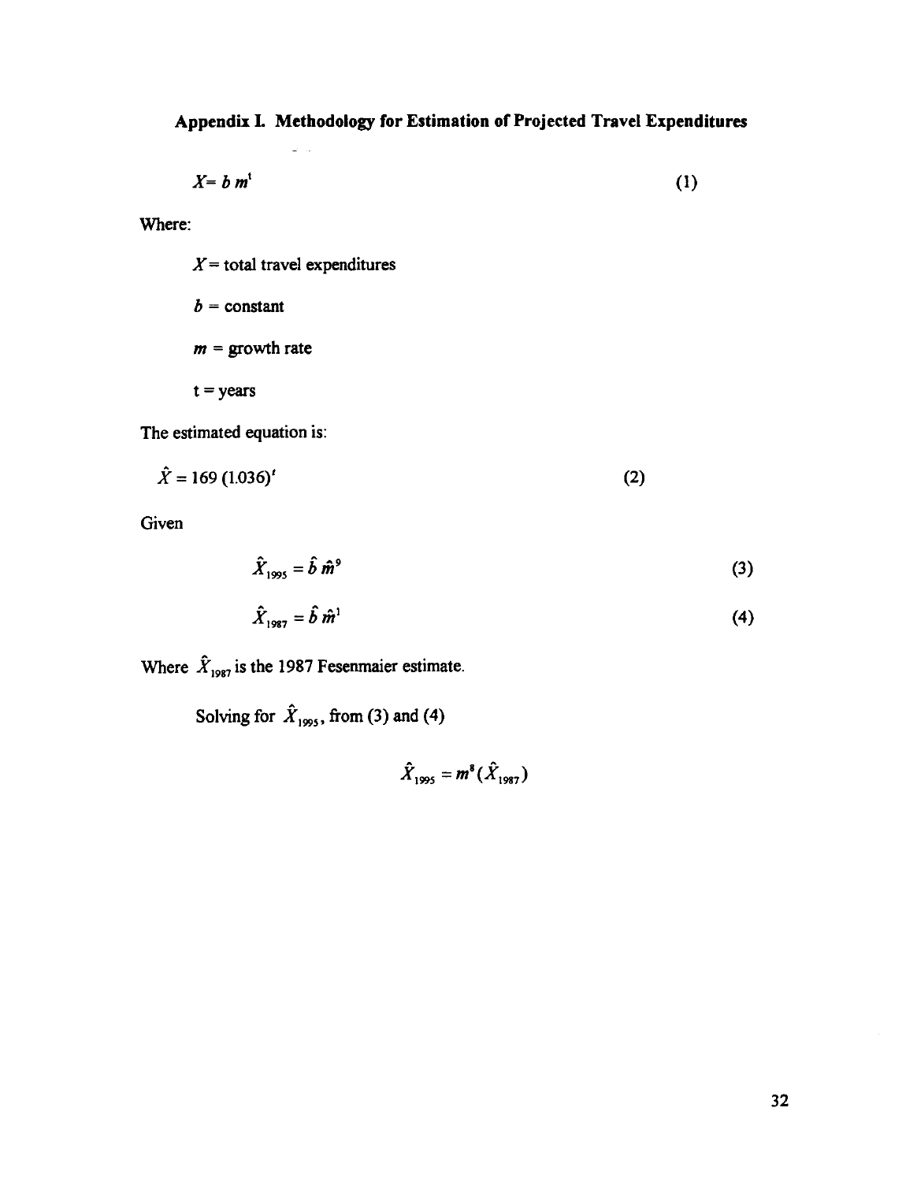## Appendix I. Methodology for Estimation of Projected Travel Expenditures

$$X = b\, m^t \tag{1}$$

Where:

$X$ = total travel expenditures

$b$ = constant

$m$ = growth rate

t = years

The estimated equation is:

$$\hat{X} = 169\,(1.036)^t \tag{2}$$

Given

$$\hat{X}_{1995} = \hat{b}\, \hat{m}^9 \tag{3}$$

$$\hat{X}_{1987} = \hat{b}\, \hat{m}^1 \tag{4}$$

Where $\hat{X}_{1987}$ is the 1987 Fesenmaier estimate.

Solving for $\hat{X}_{1995}$, from (3) and (4)

$$\hat{X}_{1995} = m^8 (\hat{X}_{1987})$$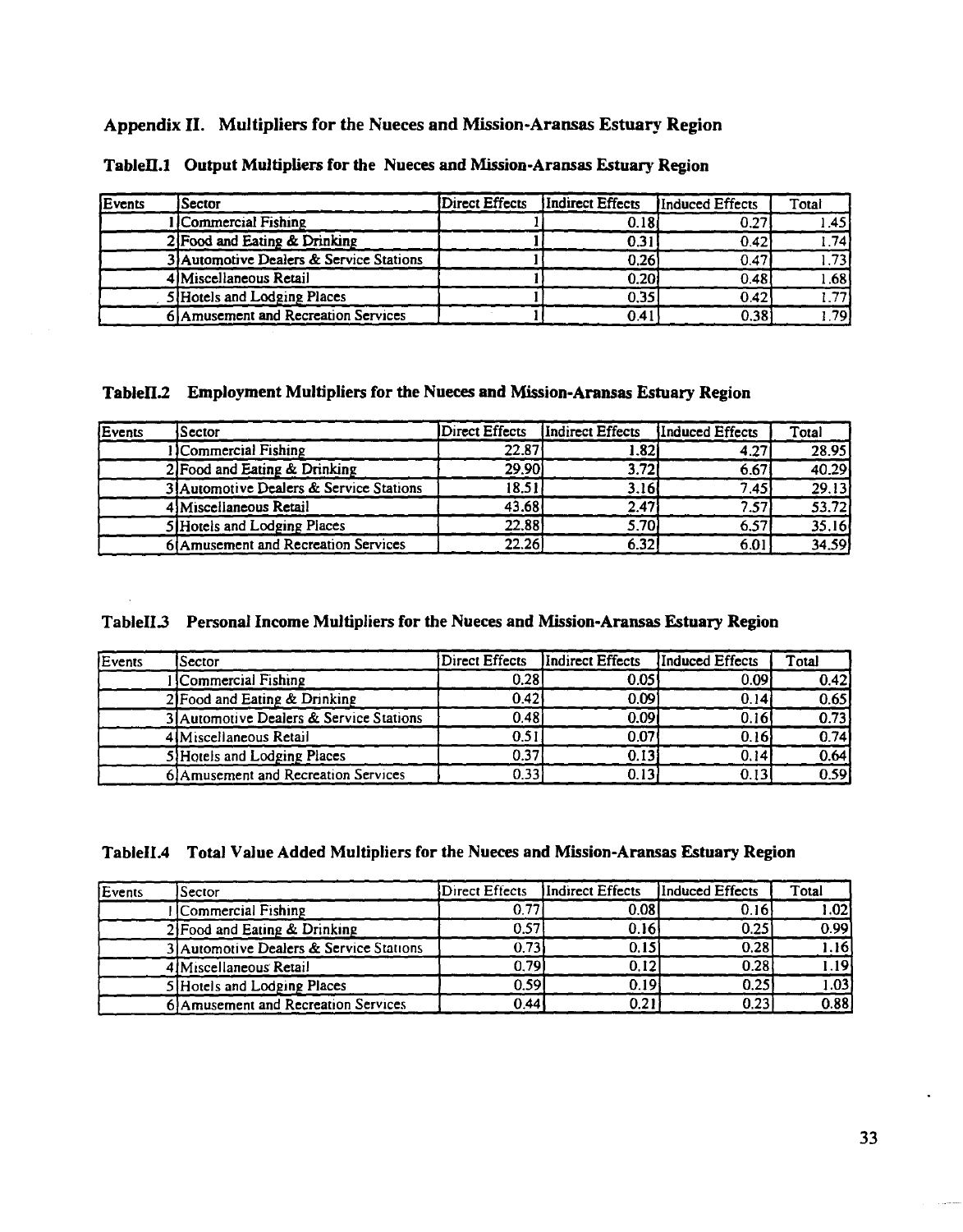## Appendix II. Multipliers for the Nueces and Mission-Aransas Estuary Region

**TableII.1 Output Multipliers for the Nueces and Mission-Aransas Estuary Region**

| Events | Sector | Direct Effects | Indirect Effects | Induced Effects | Total |
|---|---|---|---|---|---|
| 1 | Commercial Fishing | 1 | 0.18 | 0.27 | 1.45 |
| 2 | Food and Eating & Drinking | 1 | 0.31 | 0.42 | 1.74 |
| 3 | Automotive Dealers & Service Stations | 1 | 0.26 | 0.47 | 1.73 |
| 4 | Miscellaneous Retail | 1 | 0.20 | 0.48 | 1.68 |
| 5 | Hotels and Lodging Places | 1 | 0.35 | 0.42 | 1.77 |
| 6 | Amusement and Recreation Services | 1 | 0.41 | 0.38 | 1.79 |

**TableII.2 Employment Multipliers for the Nueces and Mission-Aransas Estuary Region**

| Events | Sector | Direct Effects | Indirect Effects | Induced Effects | Total |
|---|---|---|---|---|---|
| 1 | Commercial Fishing | 22.87 | 1.82 | 4.27 | 28.95 |
| 2 | Food and Eating & Drinking | 29.90 | 3.72 | 6.67 | 40.29 |
| 3 | Automotive Dealers & Service Stations | 18.51 | 3.16 | 7.45 | 29.13 |
| 4 | Miscellaneous Retail | 43.68 | 2.47 | 7.57 | 53.72 |
| 5 | Hotels and Lodging Places | 22.88 | 5.70 | 6.57 | 35.16 |
| 6 | Amusement and Recreation Services | 22.26 | 6.32 | 6.01 | 34.59 |

**TableII.3 Personal Income Multipliers for the Nueces and Mission-Aransas Estuary Region**

| Events | Sector | Direct Effects | Indirect Effects | Induced Effects | Total |
|---|---|---|---|---|---|
| 1 | Commercial Fishing | 0.28 | 0.05 | 0.09 | 0.42 |
| 2 | Food and Eating & Drinking | 0.42 | 0.09 | 0.14 | 0.65 |
| 3 | Automotive Dealers & Service Stations | 0.48 | 0.09 | 0.16 | 0.73 |
| 4 | Miscellaneous Retail | 0.51 | 0.07 | 0.16 | 0.74 |
| 5 | Hotels and Lodging Places | 0.37 | 0.13 | 0.14 | 0.64 |
| 6 | Amusement and Recreation Services | 0.33 | 0.13 | 0.13 | 0.59 |

**TableII.4 Total Value Added Multipliers for the Nueces and Mission-Aransas Estuary Region**

| Events | Sector | Direct Effects | Indirect Effects | Induced Effects | Total |
|---|---|---|---|---|---|
| 1 | Commercial Fishing | 0.77 | 0.08 | 0.16 | 1.02 |
| 2 | Food and Eating & Drinking | 0.57 | 0.16 | 0.25 | 0.99 |
| 3 | Automotive Dealers & Service Stations | 0.73 | 0.15 | 0.28 | 1.16 |
| 4 | Miscellaneous Retail | 0.79 | 0.12 | 0.28 | 1.19 |
| 5 | Hotels and Lodging Places | 0.59 | 0.19 | 0.25 | 1.03 |
| 6 | Amusement and Recreation Services | 0.44 | 0.21 | 0.23 | 0.88 |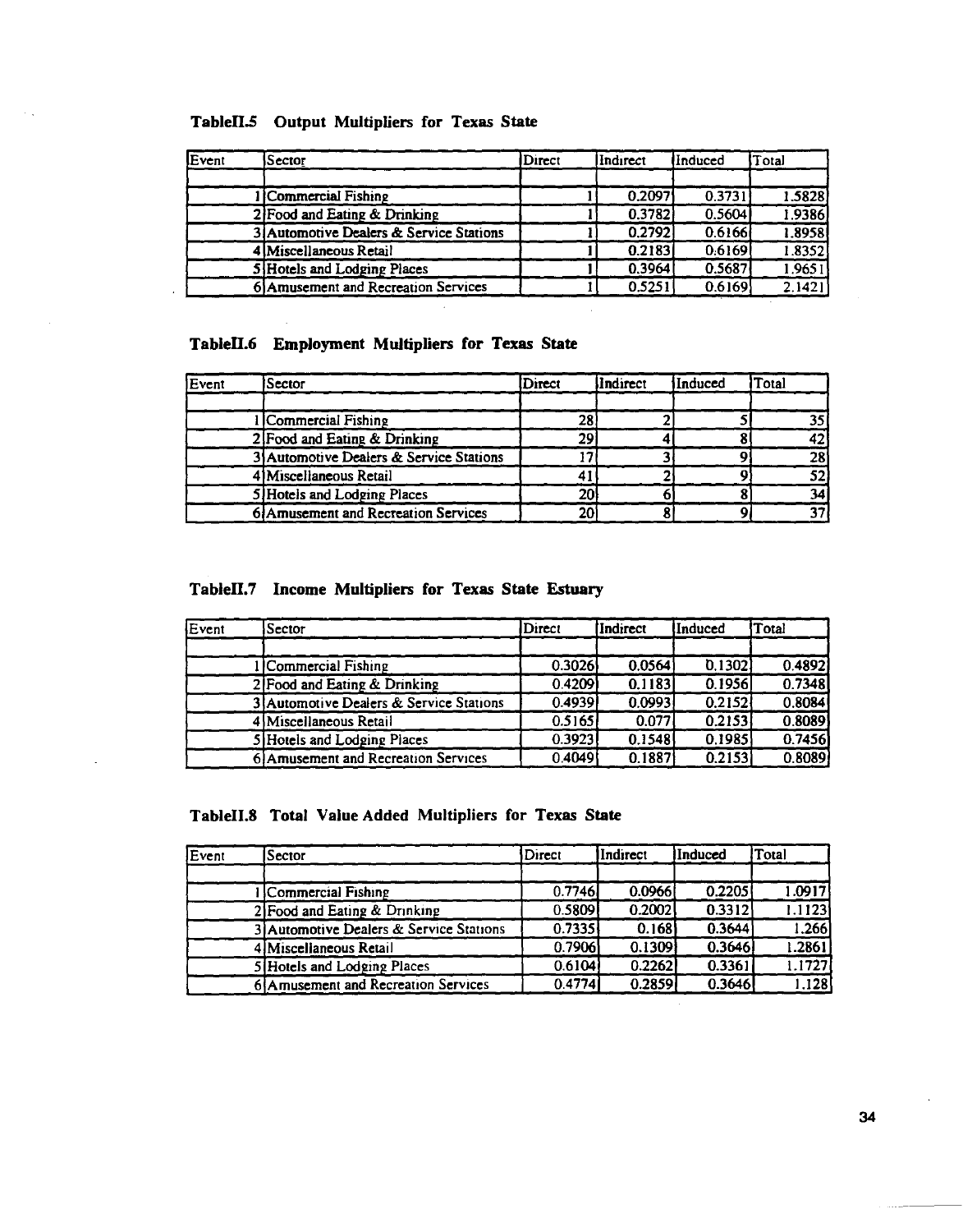**TableII.5 Output Multipliers for Texas State**

| Event | Sector | Direct | Indirect | Induced | Total |
|---|---|---|---|---|---|
| | | | | | |
| 1 | Commercial Fishing | 1 | 0.2097 | 0.3731 | 1.5828 |
| 2 | Food and Eating & Drinking | 1 | 0.3782 | 0.5604 | 1.9386 |
| 3 | Automotive Dealers & Service Stations | 1 | 0.2792 | 0.6166 | 1.8958 |
| 4 | Miscellaneous Retail | 1 | 0.2183 | 0.6169 | 1.8352 |
| 5 | Hotels and Lodging Places | 1 | 0.3964 | 0.5687 | 1.9651 |
| 6 | Amusement and Recreation Services | 1 | 0.5251 | 0.6169 | 2.1421 |

**TableII.6 Employment Multipliers for Texas State**

| Event | Sector | Direct | Indirect | Induced | Total |
|---|---|---|---|---|---|
| | | | | | |
| 1 | Commercial Fishing | 28 | 2 | 5 | 35 |
| 2 | Food and Eating & Drinking | 29 | 4 | 8 | 42 |
| 3 | Automotive Dealers & Service Stations | 17 | 3 | 9 | 28 |
| 4 | Miscellaneous Retail | 41 | 2 | 9 | 52 |
| 5 | Hotels and Lodging Places | 20 | 6 | 8 | 34 |
| 6 | Amusement and Recreation Services | 20 | 8 | 9 | 37 |

**TableII.7 Income Multipliers for Texas State Estuary**

| Event | Sector | Direct | Indirect | Induced | Total |
|---|---|---|---|---|---|
| | | | | | |
| 1 | Commercial Fishing | 0.3026 | 0.0564 | 0.1302 | 0.4892 |
| 2 | Food and Eating & Drinking | 0.4209 | 0.1183 | 0.1956 | 0.7348 |
| 3 | Automotive Dealers & Service Stations | 0.4939 | 0.0993 | 0.2152 | 0.8084 |
| 4 | Miscellaneous Retail | 0.5165 | 0.077 | 0.2153 | 0.8089 |
| 5 | Hotels and Lodging Places | 0.3923 | 0.1548 | 0.1985 | 0.7456 |
| 6 | Amusement and Recreation Services | 0.4049 | 0.1887 | 0.2153 | 0.8089 |

**TableII.8 Total Value Added Multipliers for Texas State**

| Event | Sector | Direct | Indirect | Induced | Total |
|---|---|---|---|---|---|
| | | | | | |
| 1 | Commercial Fishing | 0.7746 | 0.0966 | 0.2205 | 1.0917 |
| 2 | Food and Eating & Drinking | 0.5809 | 0.2002 | 0.3312 | 1.1123 |
| 3 | Automotive Dealers & Service Stations | 0.7335 | 0.168 | 0.3644 | 1.266 |
| 4 | Miscellaneous Retail | 0.7906 | 0.1309 | 0.3646 | 1.2861 |
| 5 | Hotels and Lodging Places | 0.6104 | 0.2262 | 0.3361 | 1.1727 |
| 6 | Amusement and Recreation Services | 0.4774 | 0.2859 | 0.3646 | 1.128 |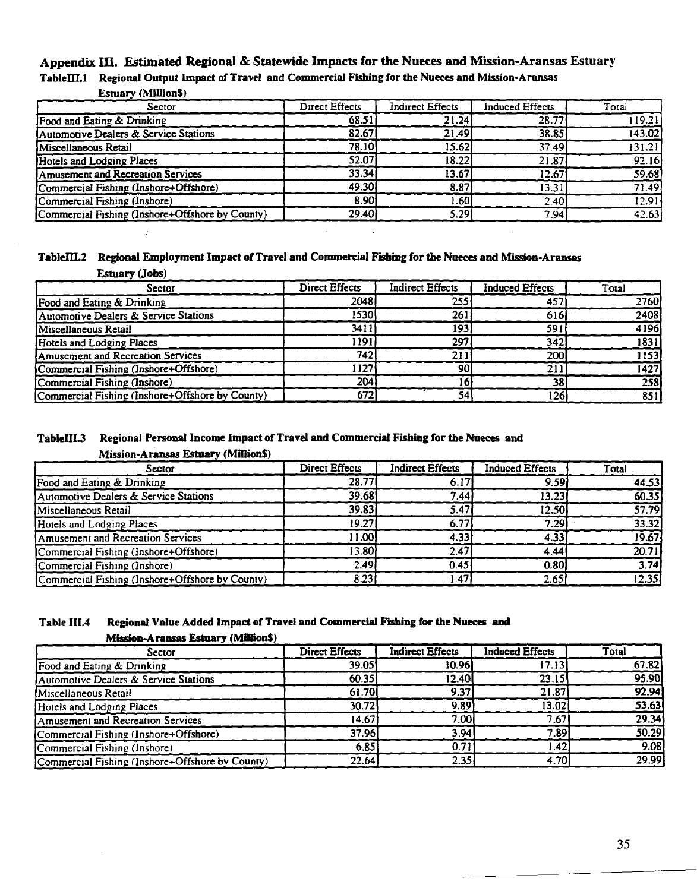## Appendix III. Estimated Regional & Statewide Impacts for the Nueces and Mission-Aransas Estuary

**TableIII.1 Regional Output Impact of Travel and Commercial Fishing for the Nueces and Mission-Aransas Estuary (Million$)**

| Sector | Direct Effects | Indirect Effects | Induced Effects | Total |
|---|---|---|---|---|
| Food and Eating & Drinking | 68.51 | 21.24 | 28.77 | 119.21 |
| Automotive Dealers & Service Stations | 82.67 | 21.49 | 38.85 | 143.02 |
| Miscellaneous Retail | 78.10 | 15.62 | 37.49 | 131.21 |
| Hotels and Lodging Places | 52.07 | 18.22 | 21.87 | 92.16 |
| Amusement and Recreation Services | 33.34 | 13.67 | 12.67 | 59.68 |
| Commercial Fishing (Inshore+Offshore) | 49.30 | 8.87 | 13.31 | 71.49 |
| Commercial Fishing (Inshore) | 8.90 | 1.60 | 2.40 | 12.91 |
| Commercial Fishing (Inshore+Offshore by County) | 29.40 | 5.29 | 7.94 | 42.63 |

**TableIII.2 Regional Employment Impact of Travel and Commercial Fishing for the Nueces and Mission-Aransas Estuary (Jobs)**

| Sector | Direct Effects | Indirect Effects | Induced Effects | Total |
|---|---|---|---|---|
| Food and Eating & Drinking | 2048 | 255 | 457 | 2760 |
| Automotive Dealers & Service Stations | 1530 | 261 | 616 | 2408 |
| Miscellaneous Retail | 3411 | 193 | 591 | 4196 |
| Hotels and Lodging Places | 1191 | 297 | 342 | 1831 |
| Amusement and Recreation Services | 742 | 211 | 200 | 1153 |
| Commercial Fishing (Inshore+Offshore) | 1127 | 90 | 211 | 1427 |
| Commercial Fishing (Inshore) | 204 | 16 | 38 | 258 |
| Commercial Fishing (Inshore+Offshore by County) | 672 | 54 | 126 | 851 |

**TableIII.3 Regional Personal Income Impact of Travel and Commercial Fishing for the Nueces and Mission-Aransas Estuary (Million$)**

| Sector | Direct Effects | Indirect Effects | Induced Effects | Total |
|---|---|---|---|---|
| Food and Eating & Drinking | 28.77 | 6.17 | 9.59 | 44.53 |
| Automotive Dealers & Service Stations | 39.68 | 7.44 | 13.23 | 60.35 |
| Miscellaneous Retail | 39.83 | 5.47 | 12.50 | 57.79 |
| Hotels and Lodging Places | 19.27 | 6.77 | 7.29 | 33.32 |
| Amusement and Recreation Services | 11.00 | 4.33 | 4.33 | 19.67 |
| Commercial Fishing (Inshore+Offshore) | 13.80 | 2.47 | 4.44 | 20.71 |
| Commercial Fishing (Inshore) | 2.49 | 0.45 | 0.80 | 3.74 |
| Commercial Fishing (Inshore+Offshore by County) | 8.23 | 1.47 | 2.65 | 12.35 |

**Table III.4 Regional Value Added Impact of Travel and Commercial Fishing for the Nueces and Mission-Aransas Estuary (Million$)**

| Sector | Direct Effects | Indirect Effects | Induced Effects | Total |
|---|---|---|---|---|
| Food and Eating & Drinking | 39.05 | 10.96 | 17.13 | 67.82 |
| Automotive Dealers & Service Stations | 60.35 | 12.40 | 23.15 | 95.90 |
| Miscellaneous Retail | 61.70 | 9.37 | 21.87 | 92.94 |
| Hotels and Lodging Places | 30.72 | 9.89 | 13.02 | 53.63 |
| Amusement and Recreation Services | 14.67 | 7.00 | 7.67 | 29.34 |
| Commercial Fishing (Inshore+Offshore) | 37.96 | 3.94 | 7.89 | 50.29 |
| Commercial Fishing (Inshore) | 6.85 | 0.71 | 1.42 | 9.08 |
| Commercial Fishing (Inshore+Offshore by County) | 22.64 | 2.35 | 4.70 | 29.99 |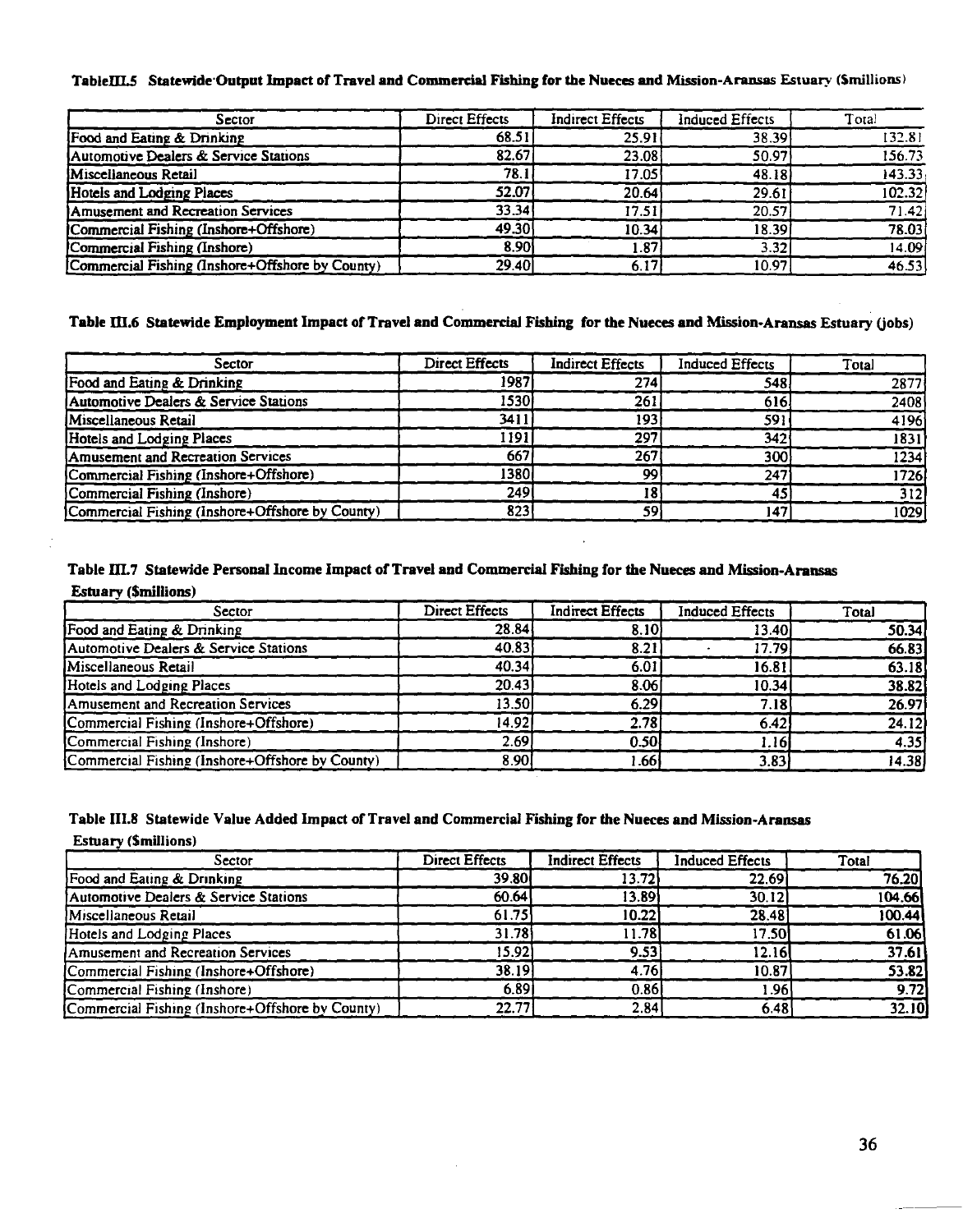**Table III.5 Statewide Output Impact of Travel and Commercial Fishing for the Nueces and Mission-Aransas Estuary ($millions)**

| Sector | Direct Effects | Indirect Effects | Induced Effects | Total |
|---|---|---|---|---|
| Food and Eating & Drinking | 68.51 | 25.91 | 38.39 | 132.81 |
| Automotive Dealers & Service Stations | 82.67 | 23.08 | 50.97 | 156.73 |
| Miscellaneous Retail | 78.1 | 17.05 | 48.18 | 143.33 |
| Hotels and Lodging Places | 52.07 | 20.64 | 29.61 | 102.32 |
| Amusement and Recreation Services | 33.34 | 17.51 | 20.57 | 71.42 |
| Commercial Fishing (Inshore+Offshore) | 49.30 | 10.34 | 18.39 | 78.03 |
| Commercial Fishing (Inshore) | 8.90 | 1.87 | 3.32 | 14.09 |
| Commercial Fishing (Inshore+Offshore by County) | 29.40 | 6.17 | 10.97 | 46.53 |

**Table III.6 Statewide Employment Impact of Travel and Commercial Fishing for the Nueces and Mission-Aransas Estuary (jobs)**

| Sector | Direct Effects | Indirect Effects | Induced Effects | Total |
|---|---|---|---|---|
| Food and Eating & Drinking | 1987 | 274 | 548 | 2877 |
| Automotive Dealers & Service Stations | 1530 | 261 | 616 | 2408 |
| Miscellaneous Retail | 3411 | 193 | 591 | 4196 |
| Hotels and Lodging Places | 1191 | 297 | 342 | 1831 |
| Amusement and Recreation Services | 667 | 267 | 300 | 1234 |
| Commercial Fishing (Inshore+Offshore) | 1380 | 99 | 247 | 1726 |
| Commercial Fishing (Inshore) | 249 | 18 | 45 | 312 |
| Commercial Fishing (Inshore+Offshore by County) | 823 | 59 | 147 | 1029 |

**Table III.7 Statewide Personal Income Impact of Travel and Commercial Fishing for the Nueces and Mission-Aransas Estuary ($millions)**

| Sector | Direct Effects | Indirect Effects | Induced Effects | Total |
|---|---|---|---|---|
| Food and Eating & Drinking | 28.84 | 8.10 | 13.40 | 50.34 |
| Automotive Dealers & Service Stations | 40.83 | 8.21 | 17.79 | 66.83 |
| Miscellaneous Retail | 40.34 | 6.01 | 16.81 | 63.18 |
| Hotels and Lodging Places | 20.43 | 8.06 | 10.34 | 38.82 |
| Amusement and Recreation Services | 13.50 | 6.29 | 7.18 | 26.97 |
| Commercial Fishing (Inshore+Offshore) | 14.92 | 2.78 | 6.42 | 24.12 |
| Commercial Fishing (Inshore) | 2.69 | 0.50 | 1.16 | 4.35 |
| Commercial Fishing (Inshore+Offshore by County) | 8.90 | 1.66 | 3.83 | 14.38 |

**Table III.8 Statewide Value Added Impact of Travel and Commercial Fishing for the Nueces and Mission-Aransas Estuary ($millions)**

| Sector | Direct Effects | Indirect Effects | Induced Effects | Total |
|---|---|---|---|---|
| Food and Eating & Drinking | 39.80 | 13.72 | 22.69 | 76.20 |
| Automotive Dealers & Service Stations | 60.64 | 13.89 | 30.12 | 104.66 |
| Miscellaneous Retail | 61.75 | 10.22 | 28.48 | 100.44 |
| Hotels and Lodging Places | 31.78 | 11.78 | 17.50 | 61.06 |
| Amusement and Recreation Services | 15.92 | 9.53 | 12.16 | 37.61 |
| Commercial Fishing (Inshore+Offshore) | 38.19 | 4.76 | 10.87 | 53.82 |
| Commercial Fishing (Inshore) | 6.89 | 0.86 | 1.96 | 9.72 |
| Commercial Fishing (Inshore+Offshore by County) | 22.77 | 2.84 | 6.48 | 32.10 |